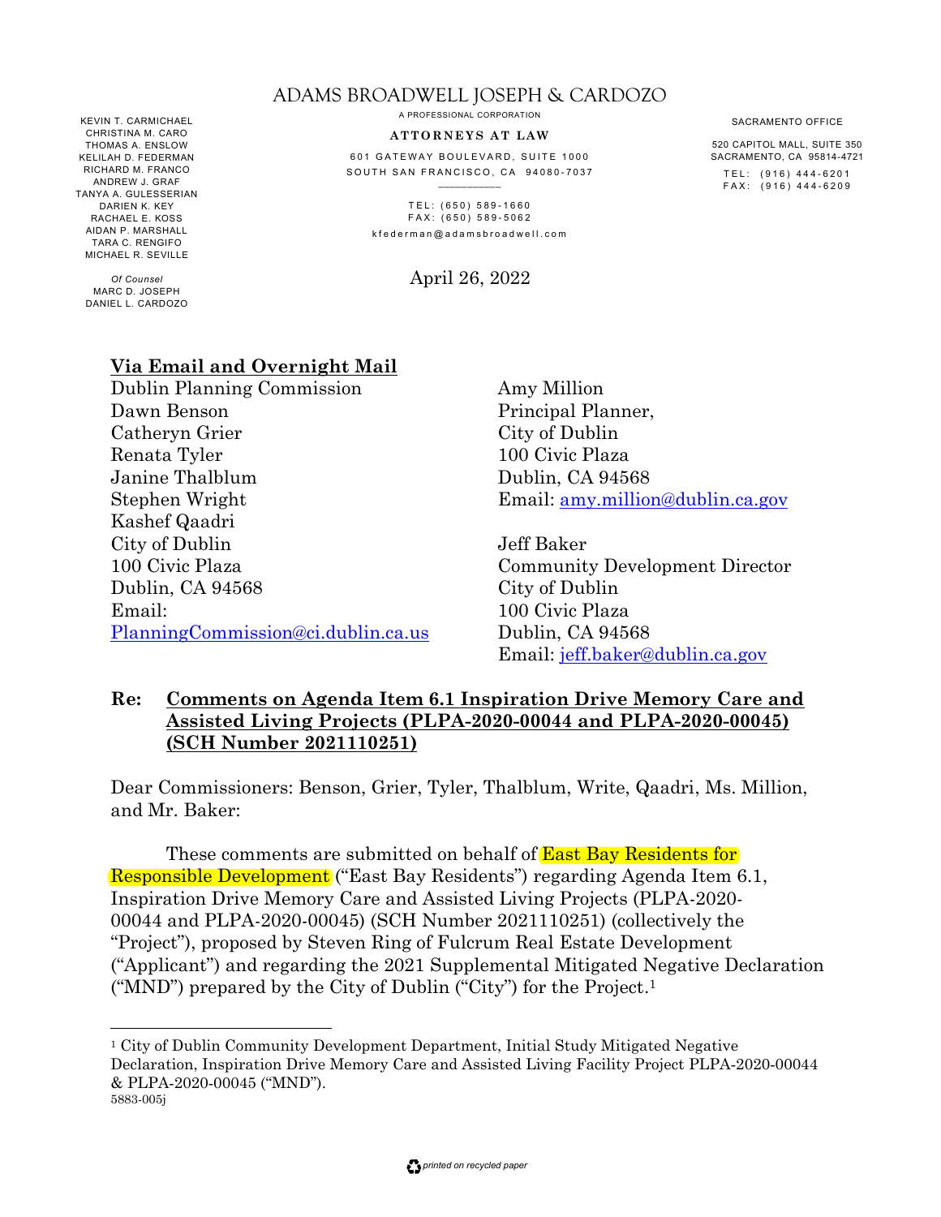# ADAMS BROADWELL JOSEPH & CARDOZO

A PROFESSIONAL CORPORATION

**ATTORNEYS AT LAW**

601 GATEWAY BOULEVARD, SUITE 1000
SOUTH SAN FRANCISCO, CA 94080-7037

TEL: (650) 589-1660
FAX: (650) 589-5062
kfederman@adamsbroadwell.com

KEVIN T. CARMICHAEL
CHRISTINA M. CARO
THOMAS A. ENSLOW
KELILAH D. FEDERMAN
RICHARD M. FRANCO
ANDREW J. GRAF
TANYA A. GULESSERIAN
DARIEN K. KEY
RACHAEL E. KOSS
AIDAN P. MARSHALL
TARA C. RENGIFO
MICHAEL R. SEVILLE

*Of Counsel*
MARC D. JOSEPH
DANIEL L. CARDOZO

SACRAMENTO OFFICE

520 CAPITOL MALL, SUITE 350
SACRAMENTO, CA 95814-4721

TEL: (916) 444-6201
FAX: (916) 444-6209

April 26, 2022

**Via Email and Overnight Mail**

Dublin Planning Commission
Dawn Benson
Catheryn Grier
Renata Tyler
Janine Thalblum
Stephen Wright
Kashef Qaadri
City of Dublin
100 Civic Plaza
Dublin, CA 94568
Email: PlanningCommission@ci.dublin.ca.us

Amy Million
Principal Planner,
City of Dublin
100 Civic Plaza
Dublin, CA 94568
Email: amy.million@dublin.ca.gov

Jeff Baker
Community Development Director
City of Dublin
100 Civic Plaza
Dublin, CA 94568
Email: jeff.baker@dublin.ca.gov

**Re: Comments on Agenda Item 6.1 Inspiration Drive Memory Care and Assisted Living Projects (PLPA-2020-00044 and PLPA-2020-00045) (SCH Number 2021110251)**

Dear Commissioners: Benson, Grier, Tyler, Thalblum, Write, Qaadri, Ms. Million, and Mr. Baker:

These comments are submitted on behalf of East Bay Residents for Responsible Development ("East Bay Residents") regarding Agenda Item 6.1, Inspiration Drive Memory Care and Assisted Living Projects (PLPA-2020-00044 and PLPA-2020-00045) (SCH Number 2021110251) (collectively the "Project"), proposed by Steven Ring of Fulcrum Real Estate Development ("Applicant") and regarding the 2021 Supplemental Mitigated Negative Declaration ("MND") prepared by the City of Dublin ("City") for the Project.[1]

[1] City of Dublin Community Development Department, Initial Study Mitigated Negative Declaration, Inspiration Drive Memory Care and Assisted Living Facility Project PLPA-2020-00044 & PLPA-2020-00045 ("MND").

5883-005j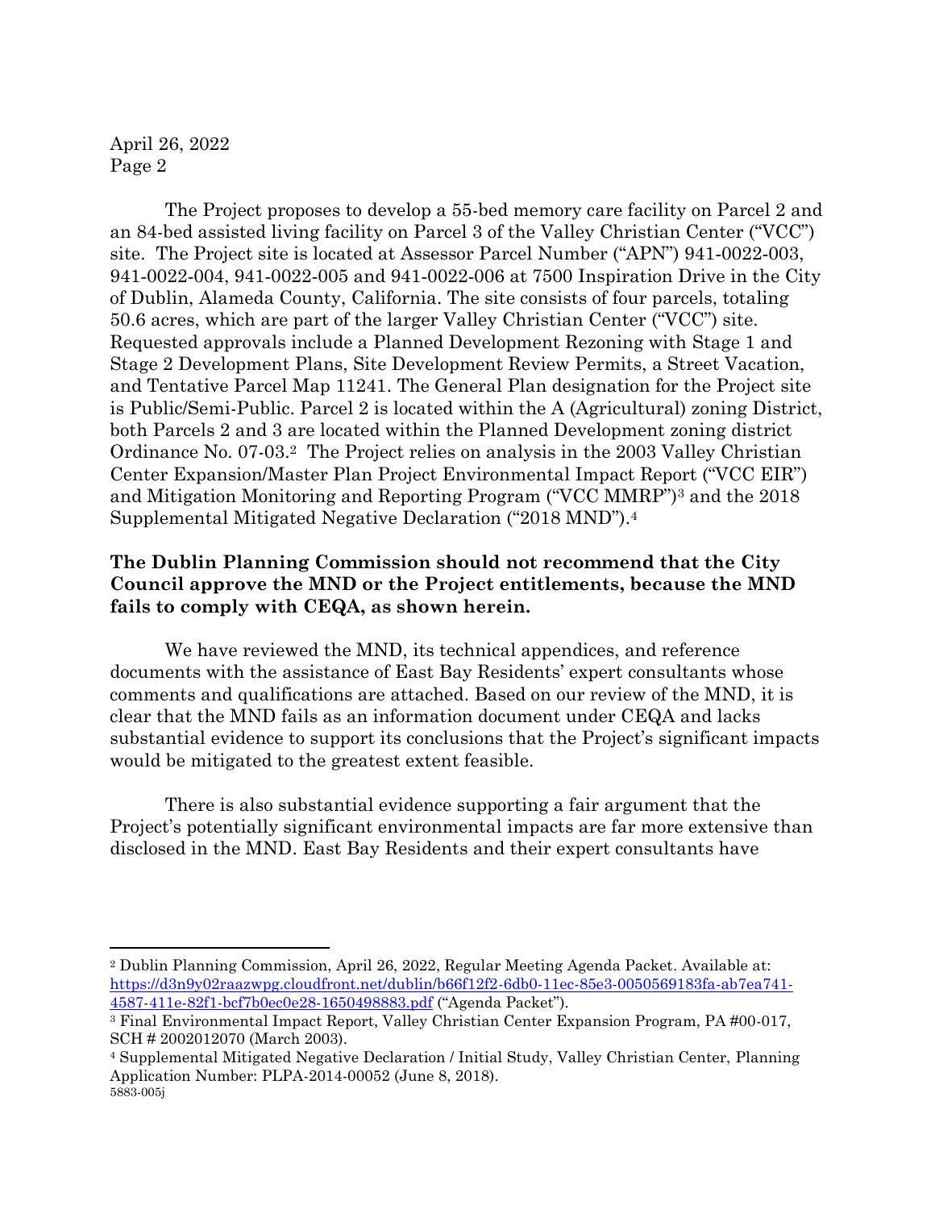The Project proposes to develop a 55-bed memory care facility on Parcel 2 and an 84-bed assisted living facility on Parcel 3 of the Valley Christian Center ("VCC") site. The Project site is located at Assessor Parcel Number ("APN") 941-0022-003, 941-0022-004, 941-0022-005 and 941-0022-006 at 7500 Inspiration Drive in the City of Dublin, Alameda County, California. The site consists of four parcels, totaling 50.6 acres, which are part of the larger Valley Christian Center ("VCC") site. Requested approvals include a Planned Development Rezoning with Stage 1 and Stage 2 Development Plans, Site Development Review Permits, a Street Vacation, and Tentative Parcel Map 11241. The General Plan designation for the Project site is Public/Semi-Public. Parcel 2 is located within the A (Agricultural) zoning District, both Parcels 2 and 3 are located within the Planned Development zoning district Ordinance No. 07-03.[2] The Project relies on analysis in the 2003 Valley Christian Center Expansion/Master Plan Project Environmental Impact Report ("VCC EIR") and Mitigation Monitoring and Reporting Program ("VCC MMRP")[3] and the 2018 Supplemental Mitigated Negative Declaration ("2018 MND").[4]

**The Dublin Planning Commission should not recommend that the City Council approve the MND or the Project entitlements, because the MND fails to comply with CEQA, as shown herein.**

We have reviewed the MND, its technical appendices, and reference documents with the assistance of East Bay Residents' expert consultants whose comments and qualifications are attached. Based on our review of the MND, it is clear that the MND fails as an information document under CEQA and lacks substantial evidence to support its conclusions that the Project's significant impacts would be mitigated to the greatest extent feasible.

There is also substantial evidence supporting a fair argument that the Project's potentially significant environmental impacts are far more extensive than disclosed in the MND. East Bay Residents and their expert consultants have

---

[2] Dublin Planning Commission, April 26, 2022, Regular Meeting Agenda Packet. Available at: https://d3n9y02raazwpg.cloudfront.net/dublin/b66f12f2-6db0-11ec-85e3-0050569183fa-ab7ea741-4587-411e-82f1-bcf7b0ec0e28-1650498883.pdf ("Agenda Packet").

[3] Final Environmental Impact Report, Valley Christian Center Expansion Program, PA #00-017, SCH # 2002012070 (March 2003).

[4] Supplemental Mitigated Negative Declaration / Initial Study, Valley Christian Center, Planning Application Number: PLPA-2014-00052 (June 8, 2018).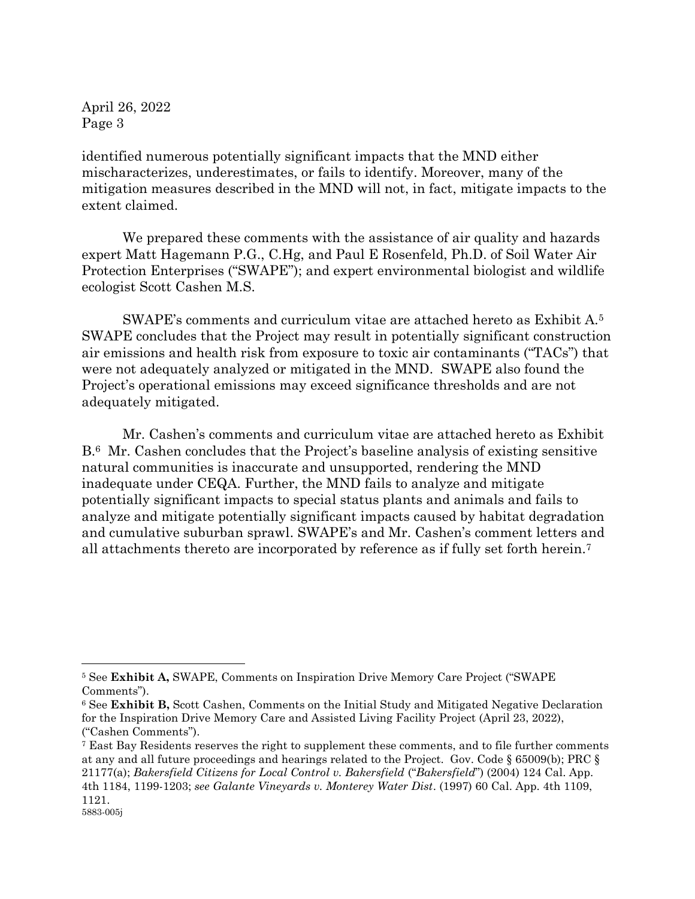identified numerous potentially significant impacts that the MND either mischaracterizes, underestimates, or fails to identify. Moreover, many of the mitigation measures described in the MND will not, in fact, mitigate impacts to the extent claimed.

We prepared these comments with the assistance of air quality and hazards expert Matt Hagemann P.G., C.Hg, and Paul E Rosenfeld, Ph.D. of Soil Water Air Protection Enterprises ("SWAPE"); and expert environmental biologist and wildlife ecologist Scott Cashen M.S.

SWAPE's comments and curriculum vitae are attached hereto as Exhibit A.[5] SWAPE concludes that the Project may result in potentially significant construction air emissions and health risk from exposure to toxic air contaminants ("TACs") that were not adequately analyzed or mitigated in the MND. SWAPE also found the Project's operational emissions may exceed significance thresholds and are not adequately mitigated.

Mr. Cashen's comments and curriculum vitae are attached hereto as Exhibit B.[6] Mr. Cashen concludes that the Project's baseline analysis of existing sensitive natural communities is inaccurate and unsupported, rendering the MND inadequate under CEQA. Further, the MND fails to analyze and mitigate potentially significant impacts to special status plants and animals and fails to analyze and mitigate potentially significant impacts caused by habitat degradation and cumulative suburban sprawl. SWAPE's and Mr. Cashen's comment letters and all attachments thereto are incorporated by reference as if fully set forth herein.[7]

---

[5] See **Exhibit A,** SWAPE, Comments on Inspiration Drive Memory Care Project ("SWAPE Comments").

[6] See **Exhibit B,** Scott Cashen, Comments on the Initial Study and Mitigated Negative Declaration for the Inspiration Drive Memory Care and Assisted Living Facility Project (April 23, 2022), ("Cashen Comments").

[7] East Bay Residents reserves the right to supplement these comments, and to file further comments at any and all future proceedings and hearings related to the Project. Gov. Code § 65009(b); PRC § 21177(a); *Bakersfield Citizens for Local Control v. Bakersfield* ("*Bakersfield*") (2004) 124 Cal. App. 4th 1184, 1199-1203; *see Galante Vineyards v. Monterey Water Dist*. (1997) 60 Cal. App. 4th 1109, 1121.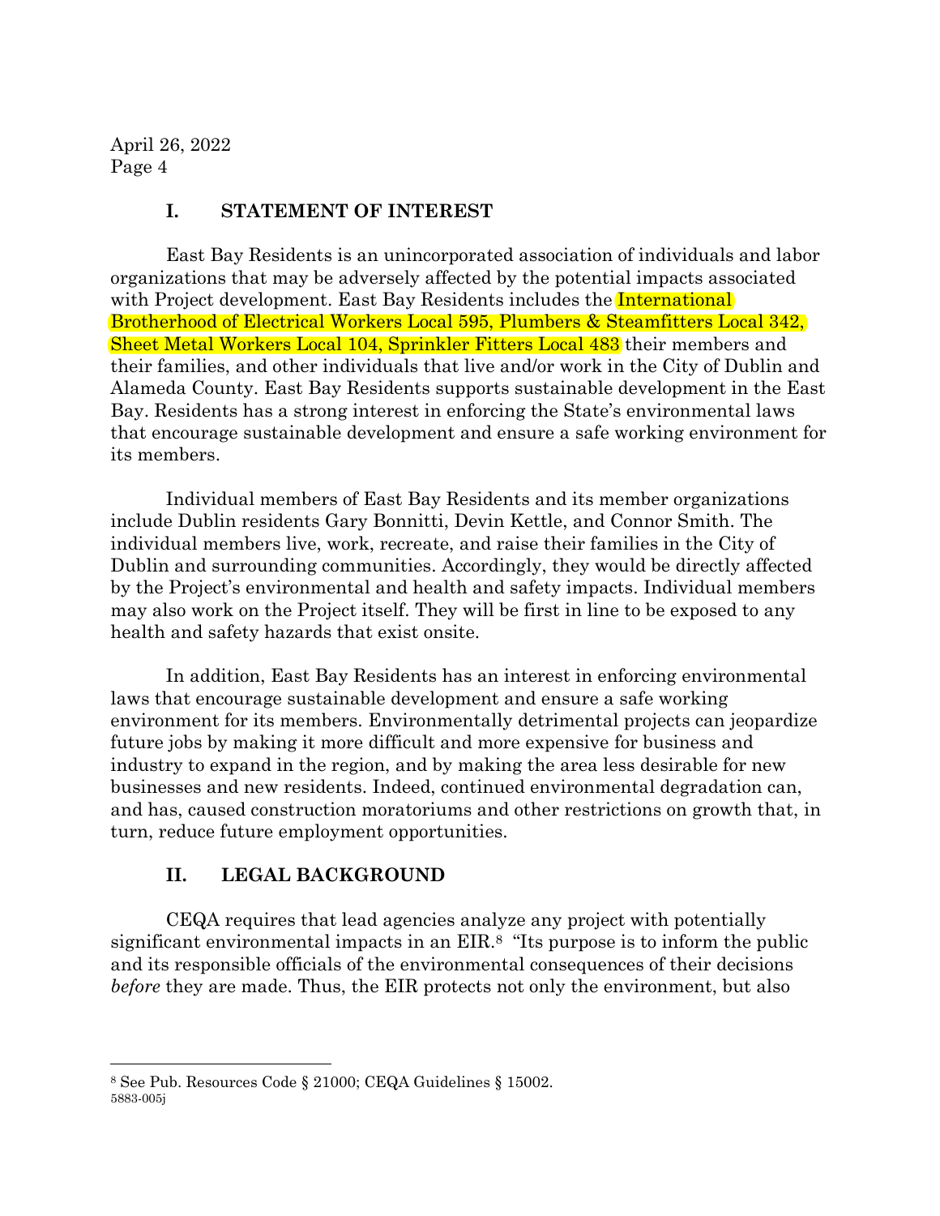## I. STATEMENT OF INTEREST

East Bay Residents is an unincorporated association of individuals and labor organizations that may be adversely affected by the potential impacts associated with Project development. East Bay Residents includes the International Brotherhood of Electrical Workers Local 595, Plumbers & Steamfitters Local 342, Sheet Metal Workers Local 104, Sprinkler Fitters Local 483 their members and their families, and other individuals that live and/or work in the City of Dublin and Alameda County. East Bay Residents supports sustainable development in the East Bay. Residents has a strong interest in enforcing the State's environmental laws that encourage sustainable development and ensure a safe working environment for its members.

Individual members of East Bay Residents and its member organizations include Dublin residents Gary Bonnitti, Devin Kettle, and Connor Smith. The individual members live, work, recreate, and raise their families in the City of Dublin and surrounding communities. Accordingly, they would be directly affected by the Project's environmental and health and safety impacts. Individual members may also work on the Project itself. They will be first in line to be exposed to any health and safety hazards that exist onsite.

In addition, East Bay Residents has an interest in enforcing environmental laws that encourage sustainable development and ensure a safe working environment for its members. Environmentally detrimental projects can jeopardize future jobs by making it more difficult and more expensive for business and industry to expand in the region, and by making the area less desirable for new businesses and new residents. Indeed, continued environmental degradation can, and has, caused construction moratoriums and other restrictions on growth that, in turn, reduce future employment opportunities.

## II. LEGAL BACKGROUND

CEQA requires that lead agencies analyze any project with potentially significant environmental impacts in an EIR.[8] "Its purpose is to inform the public and its responsible officials of the environmental consequences of their decisions *before* they are made. Thus, the EIR protects not only the environment, but also

[8] See Pub. Resources Code § 21000; CEQA Guidelines § 15002.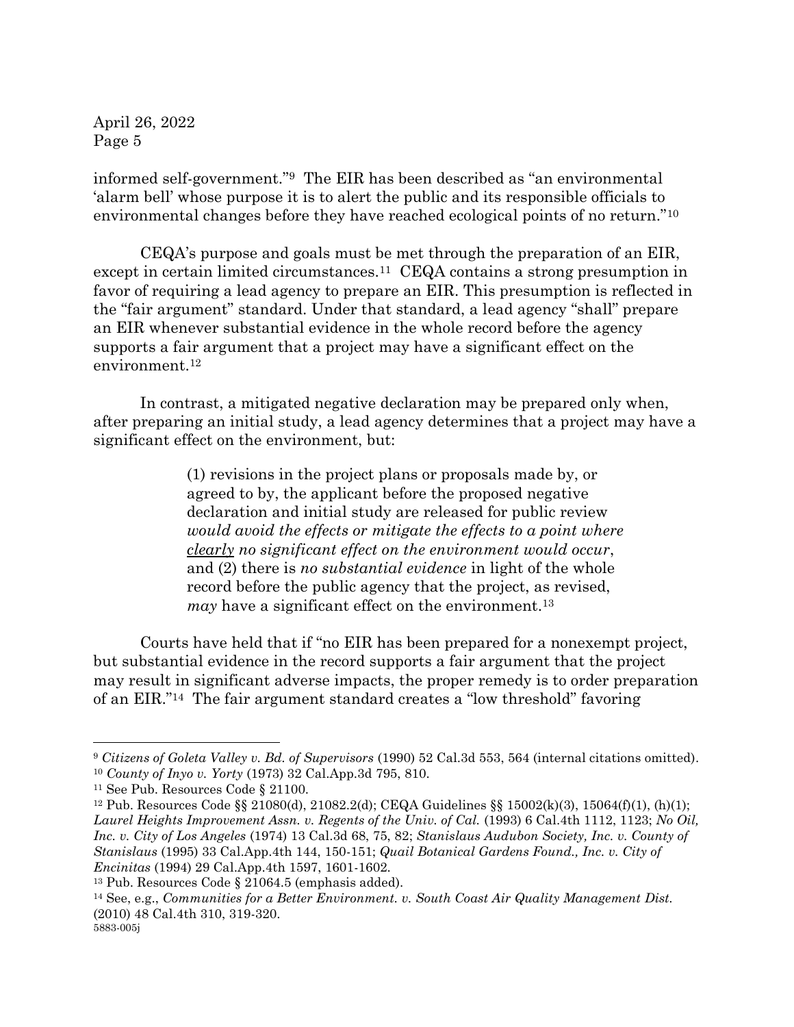informed self-government."[9] The EIR has been described as "an environmental 'alarm bell' whose purpose it is to alert the public and its responsible officials to environmental changes before they have reached ecological points of no return."[10]

CEQA's purpose and goals must be met through the preparation of an EIR, except in certain limited circumstances.[11] CEQA contains a strong presumption in favor of requiring a lead agency to prepare an EIR. This presumption is reflected in the "fair argument" standard. Under that standard, a lead agency "shall" prepare an EIR whenever substantial evidence in the whole record before the agency supports a fair argument that a project may have a significant effect on the environment.[12]

In contrast, a mitigated negative declaration may be prepared only when, after preparing an initial study, a lead agency determines that a project may have a significant effect on the environment, but:

> (1) revisions in the project plans or proposals made by, or agreed to by, the applicant before the proposed negative declaration and initial study are released for public review *would avoid the effects or mitigate the effects to a point where* <u>*clearly*</u> *no significant effect on the environment would occur*, and (2) there is *no substantial evidence* in light of the whole record before the public agency that the project, as revised, *may* have a significant effect on the environment.[13]

Courts have held that if "no EIR has been prepared for a nonexempt project, but substantial evidence in the record supports a fair argument that the project may result in significant adverse impacts, the proper remedy is to order preparation of an EIR."[14] The fair argument standard creates a "low threshold" favoring

---

[9] *Citizens of Goleta Valley v. Bd. of Supervisors* (1990) 52 Cal.3d 553, 564 (internal citations omitted).

[10] *County of Inyo v. Yorty* (1973) 32 Cal.App.3d 795, 810.

[11] See Pub. Resources Code § 21100.

[12] Pub. Resources Code §§ 21080(d), 21082.2(d); CEQA Guidelines §§ 15002(k)(3), 15064(f)(1), (h)(1); *Laurel Heights Improvement Assn. v. Regents of the Univ. of Cal.* (1993) 6 Cal.4th 1112, 1123; *No Oil, Inc. v. City of Los Angeles* (1974) 13 Cal.3d 68, 75, 82; *Stanislaus Audubon Society, Inc. v. County of Stanislaus* (1995) 33 Cal.App.4th 144, 150-151; *Quail Botanical Gardens Found., Inc. v. City of Encinitas* (1994) 29 Cal.App.4th 1597, 1601-1602.

[13] Pub. Resources Code § 21064.5 (emphasis added).

[14] See, e.g., *Communities for a Better Environment. v. South Coast Air Quality Management Dist.* (2010) 48 Cal.4th 310, 319-320.

5883-005j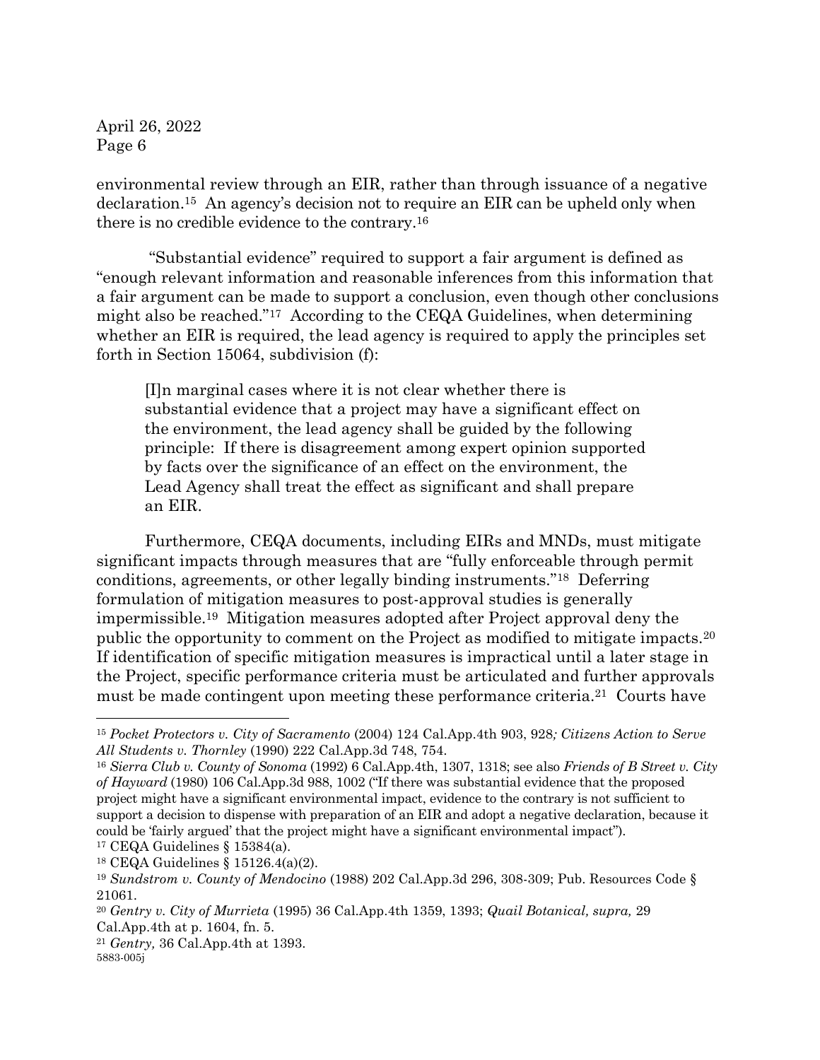environmental review through an EIR, rather than through issuance of a negative declaration.[15] An agency's decision not to require an EIR can be upheld only when there is no credible evidence to the contrary.[16]

"Substantial evidence" required to support a fair argument is defined as "enough relevant information and reasonable inferences from this information that a fair argument can be made to support a conclusion, even though other conclusions might also be reached."[17] According to the CEQA Guidelines, when determining whether an EIR is required, the lead agency is required to apply the principles set forth in Section 15064, subdivision (f):

> [I]n marginal cases where it is not clear whether there is substantial evidence that a project may have a significant effect on the environment, the lead agency shall be guided by the following principle: If there is disagreement among expert opinion supported by facts over the significance of an effect on the environment, the Lead Agency shall treat the effect as significant and shall prepare an EIR.

Furthermore, CEQA documents, including EIRs and MNDs, must mitigate significant impacts through measures that are "fully enforceable through permit conditions, agreements, or other legally binding instruments."[18] Deferring formulation of mitigation measures to post-approval studies is generally impermissible.[19] Mitigation measures adopted after Project approval deny the public the opportunity to comment on the Project as modified to mitigate impacts.[20] If identification of specific mitigation measures is impractical until a later stage in the Project, specific performance criteria must be articulated and further approvals must be made contingent upon meeting these performance criteria.[21] Courts have

---

[15] *Pocket Protectors v. City of Sacramento* (2004) 124 Cal.App.4th 903, 928*; Citizens Action to Serve All Students v. Thornley* (1990) 222 Cal.App.3d 748, 754.

[16] *Sierra Club v. County of Sonoma* (1992) 6 Cal.App.4th, 1307, 1318; see also *Friends of B Street v. City of Hayward* (1980) 106 Cal.App.3d 988, 1002 ("If there was substantial evidence that the proposed project might have a significant environmental impact, evidence to the contrary is not sufficient to support a decision to dispense with preparation of an EIR and adopt a negative declaration, because it could be 'fairly argued' that the project might have a significant environmental impact").

[17] CEQA Guidelines § 15384(a).

[18] CEQA Guidelines § 15126.4(a)(2).

[19] *Sundstrom v. County of Mendocino* (1988) 202 Cal.App.3d 296, 308-309; Pub. Resources Code § 21061.

[20] *Gentry v. City of Murrieta* (1995) 36 Cal.App.4th 1359, 1393; *Quail Botanical, supra,* 29 Cal.App.4th at p. 1604, fn. 5.

[21] *Gentry,* 36 Cal.App.4th at 1393.

5883-005j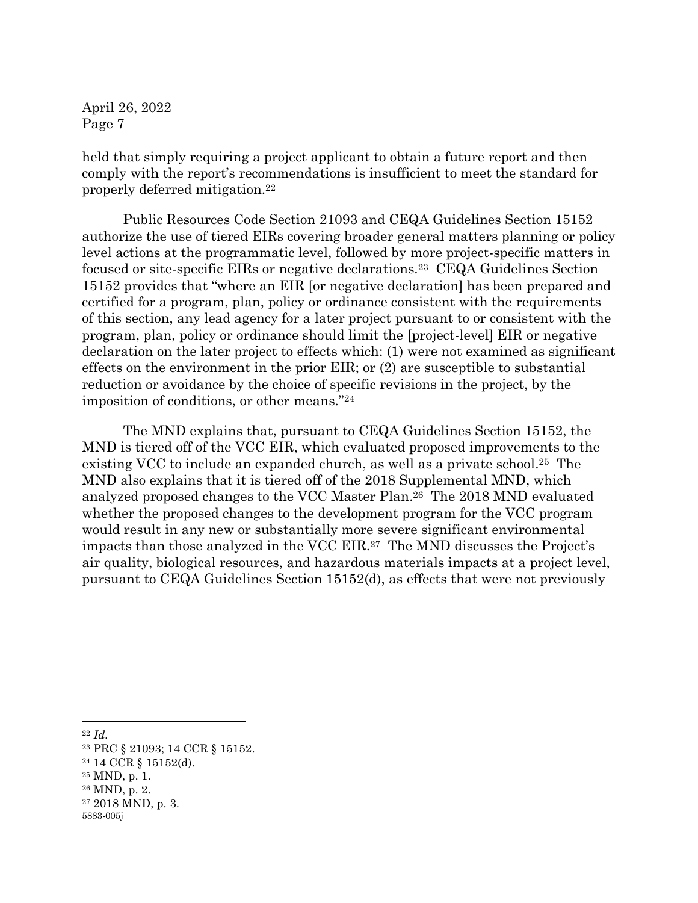held that simply requiring a project applicant to obtain a future report and then comply with the report's recommendations is insufficient to meet the standard for properly deferred mitigation.[22]

Public Resources Code Section 21093 and CEQA Guidelines Section 15152 authorize the use of tiered EIRs covering broader general matters planning or policy level actions at the programmatic level, followed by more project-specific matters in focused or site-specific EIRs or negative declarations.[23] CEQA Guidelines Section 15152 provides that "where an EIR [or negative declaration] has been prepared and certified for a program, plan, policy or ordinance consistent with the requirements of this section, any lead agency for a later project pursuant to or consistent with the program, plan, policy or ordinance should limit the [project-level] EIR or negative declaration on the later project to effects which: (1) were not examined as significant effects on the environment in the prior EIR; or (2) are susceptible to substantial reduction or avoidance by the choice of specific revisions in the project, by the imposition of conditions, or other means."[24]

The MND explains that, pursuant to CEQA Guidelines Section 15152, the MND is tiered off of the VCC EIR, which evaluated proposed improvements to the existing VCC to include an expanded church, as well as a private school.[25] The MND also explains that it is tiered off of the 2018 Supplemental MND, which analyzed proposed changes to the VCC Master Plan.[26] The 2018 MND evaluated whether the proposed changes to the development program for the VCC program would result in any new or substantially more severe significant environmental impacts than those analyzed in the VCC EIR.[27] The MND discusses the Project's air quality, biological resources, and hazardous materials impacts at a project level, pursuant to CEQA Guidelines Section 15152(d), as effects that were not previously

---

[22] *Id.*

[23] PRC § 21093; 14 CCR § 15152.

[24] 14 CCR § 15152(d).

[25] MND, p. 1.

[26] MND, p. 2.

[27] 2018 MND, p. 3.

5883-005j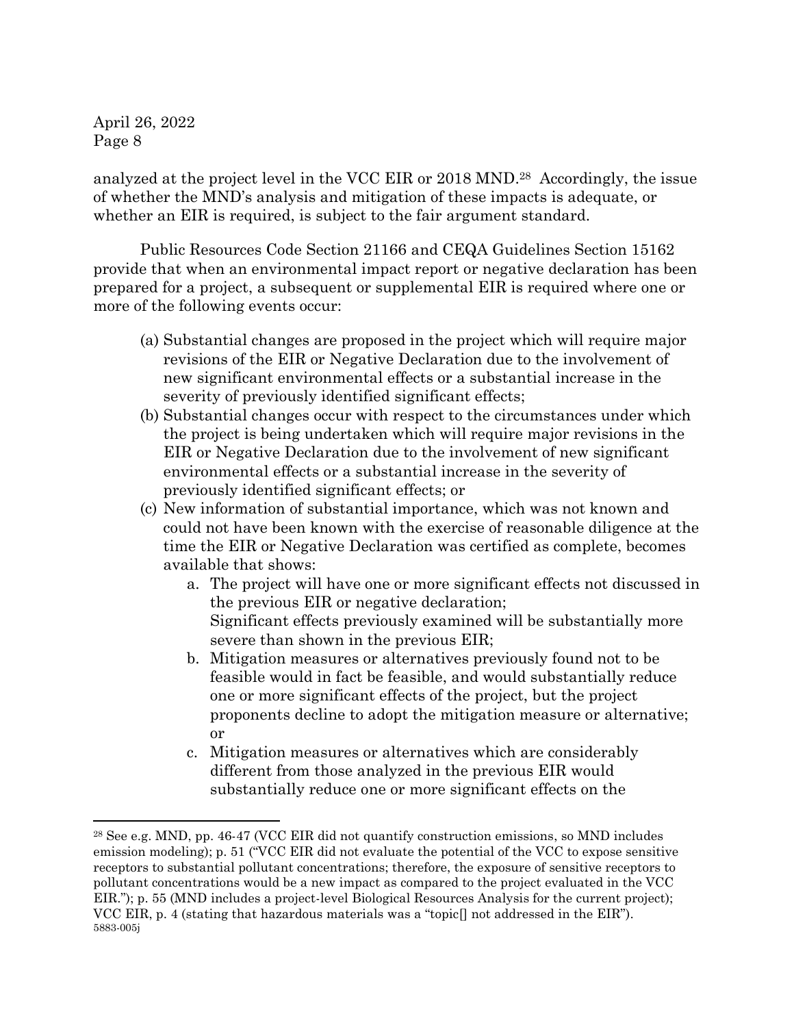analyzed at the project level in the VCC EIR or 2018 MND.[28] Accordingly, the issue of whether the MND's analysis and mitigation of these impacts is adequate, or whether an EIR is required, is subject to the fair argument standard.

Public Resources Code Section 21166 and CEQA Guidelines Section 15162 provide that when an environmental impact report or negative declaration has been prepared for a project, a subsequent or supplemental EIR is required where one or more of the following events occur:

(a) Substantial changes are proposed in the project which will require major revisions of the EIR or Negative Declaration due to the involvement of new significant environmental effects or a substantial increase in the severity of previously identified significant effects;

(b) Substantial changes occur with respect to the circumstances under which the project is being undertaken which will require major revisions in the EIR or Negative Declaration due to the involvement of new significant environmental effects or a substantial increase in the severity of previously identified significant effects; or

(c) New information of substantial importance, which was not known and could not have been known with the exercise of reasonable diligence at the time the EIR or Negative Declaration was certified as complete, becomes available that shows:

  a. The project will have one or more significant effects not discussed in the previous EIR or negative declaration;
     Significant effects previously examined will be substantially more severe than shown in the previous EIR;
  b. Mitigation measures or alternatives previously found not to be feasible would in fact be feasible, and would substantially reduce one or more significant effects of the project, but the project proponents decline to adopt the mitigation measure or alternative; or
  c. Mitigation measures or alternatives which are considerably different from those analyzed in the previous EIR would substantially reduce one or more significant effects on the

---

[28] See e.g. MND, pp. 46-47 (VCC EIR did not quantify construction emissions, so MND includes emission modeling); p. 51 ("VCC EIR did not evaluate the potential of the VCC to expose sensitive receptors to substantial pollutant concentrations; therefore, the exposure of sensitive receptors to pollutant concentrations would be a new impact as compared to the project evaluated in the VCC EIR."); p. 55 (MND includes a project-level Biological Resources Analysis for the current project); VCC EIR, p. 4 (stating that hazardous materials was a "topic[] not addressed in the EIR").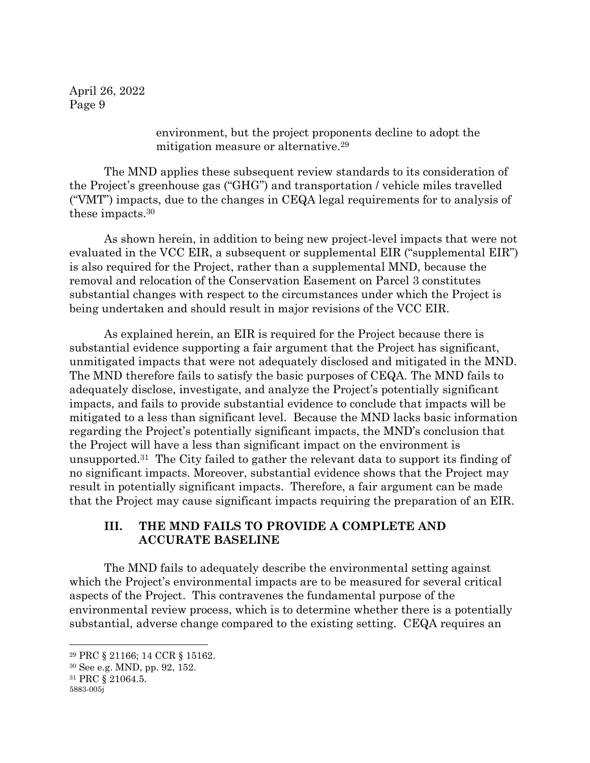environment, but the project proponents decline to adopt the mitigation measure or alternative.[29]

The MND applies these subsequent review standards to its consideration of the Project's greenhouse gas ("GHG") and transportation / vehicle miles travelled ("VMT") impacts, due to the changes in CEQA legal requirements for to analysis of these impacts.[30]

As shown herein, in addition to being new project-level impacts that were not evaluated in the VCC EIR, a subsequent or supplemental EIR ("supplemental EIR") is also required for the Project, rather than a supplemental MND, because the removal and relocation of the Conservation Easement on Parcel 3 constitutes substantial changes with respect to the circumstances under which the Project is being undertaken and should result in major revisions of the VCC EIR.

As explained herein, an EIR is required for the Project because there is substantial evidence supporting a fair argument that the Project has significant, unmitigated impacts that were not adequately disclosed and mitigated in the MND. The MND therefore fails to satisfy the basic purposes of CEQA. The MND fails to adequately disclose, investigate, and analyze the Project's potentially significant impacts, and fails to provide substantial evidence to conclude that impacts will be mitigated to a less than significant level. Because the MND lacks basic information regarding the Project's potentially significant impacts, the MND's conclusion that the Project will have a less than significant impact on the environment is unsupported.[31] The City failed to gather the relevant data to support its finding of no significant impacts. Moreover, substantial evidence shows that the Project may result in potentially significant impacts. Therefore, a fair argument can be made that the Project may cause significant impacts requiring the preparation of an EIR.

## III. THE MND FAILS TO PROVIDE A COMPLETE AND ACCURATE BASELINE

The MND fails to adequately describe the environmental setting against which the Project's environmental impacts are to be measured for several critical aspects of the Project. This contravenes the fundamental purpose of the environmental review process, which is to determine whether there is a potentially substantial, adverse change compared to the existing setting. CEQA requires an

---

[29] PRC § 21166; 14 CCR § 15162.

[30] See e.g. MND, pp. 92, 152.

[31] PRC § 21064.5.

5883-005j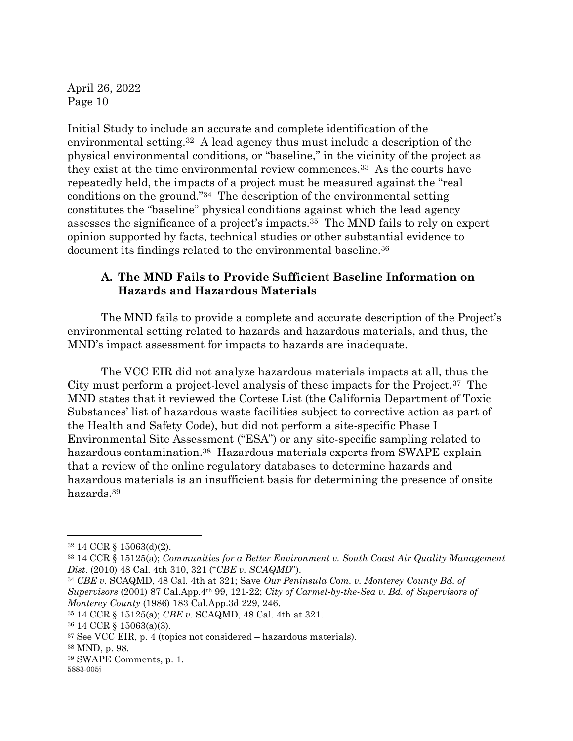Initial Study to include an accurate and complete identification of the environmental setting.[32] A lead agency thus must include a description of the physical environmental conditions, or "baseline," in the vicinity of the project as they exist at the time environmental review commences.[33] As the courts have repeatedly held, the impacts of a project must be measured against the "real conditions on the ground."[34] The description of the environmental setting constitutes the "baseline" physical conditions against which the lead agency assesses the significance of a project's impacts.[35] The MND fails to rely on expert opinion supported by facts, technical studies or other substantial evidence to document its findings related to the environmental baseline.[36]

### A. The MND Fails to Provide Sufficient Baseline Information on Hazards and Hazardous Materials

The MND fails to provide a complete and accurate description of the Project's environmental setting related to hazards and hazardous materials, and thus, the MND's impact assessment for impacts to hazards are inadequate.

The VCC EIR did not analyze hazardous materials impacts at all, thus the City must perform a project-level analysis of these impacts for the Project.[37] The MND states that it reviewed the Cortese List (the California Department of Toxic Substances' list of hazardous waste facilities subject to corrective action as part of the Health and Safety Code), but did not perform a site-specific Phase I Environmental Site Assessment ("ESA") or any site-specific sampling related to hazardous contamination.[38] Hazardous materials experts from SWAPE explain that a review of the online regulatory databases to determine hazards and hazardous materials is an insufficient basis for determining the presence of onsite hazards.[39]

---

[32] 14 CCR § 15063(d)(2).

[33] 14 CCR § 15125(a); *Communities for a Better Environment v. South Coast Air Quality Management Dist*. (2010) 48 Cal. 4th 310, 321 ("*CBE v. SCAQMD*").

[34] *CBE v.* SCAQMD, 48 Cal. 4th at 321; Save *Our Peninsula Com. v. Monterey County Bd. of Supervisors* (2001) 87 Cal.App.4th 99, 121-22; *City of Carmel-by-the-Sea v. Bd. of Supervisors of Monterey County* (1986) 183 Cal.App.3d 229, 246.

[35] 14 CCR § 15125(a); *CBE v.* SCAQMD, 48 Cal. 4th at 321.

[36] 14 CCR § 15063(a)(3).

[37] See VCC EIR, p. 4 (topics not considered – hazardous materials).

[38] MND, p. 98.

[39] SWAPE Comments, p. 1.

5883-005j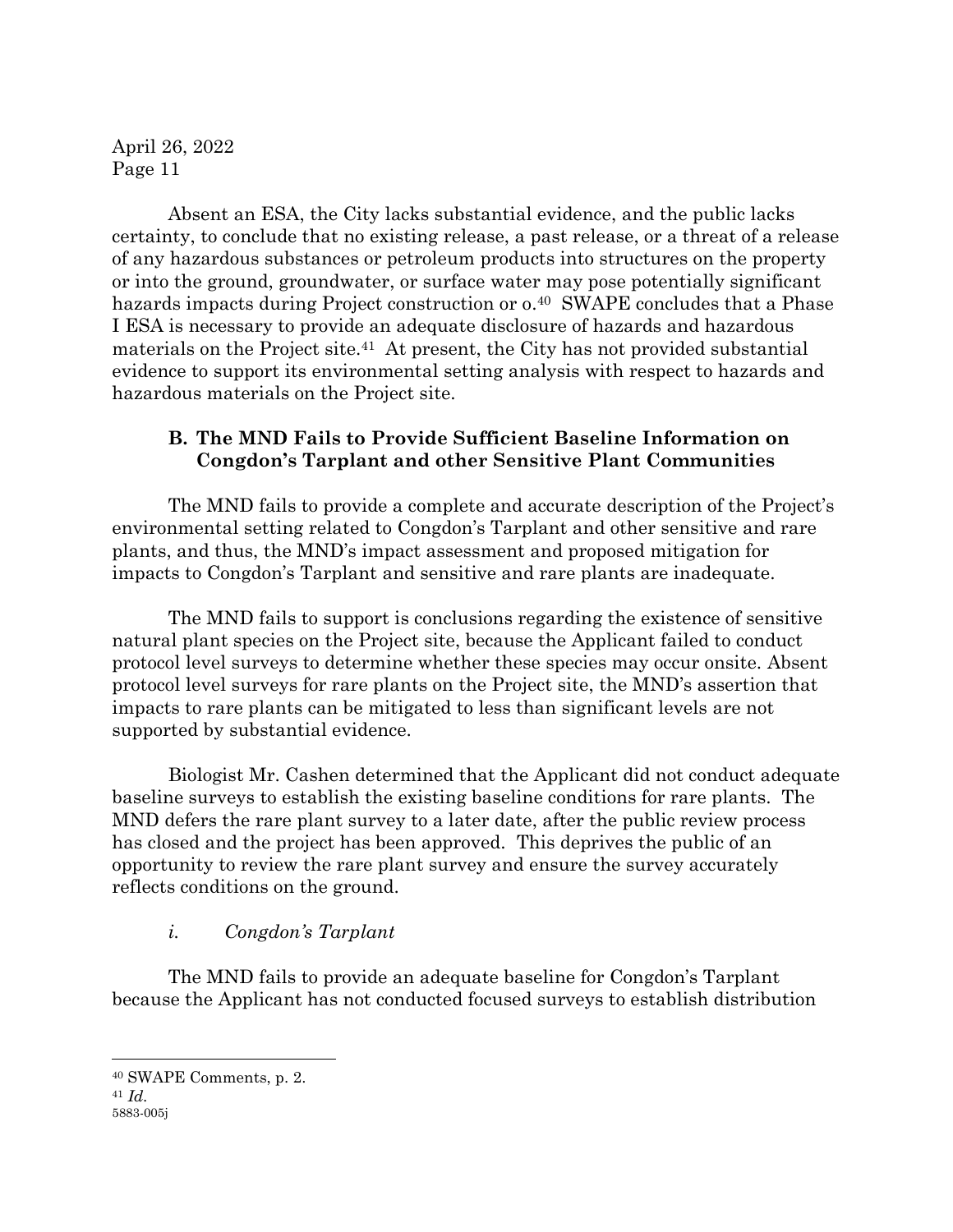Absent an ESA, the City lacks substantial evidence, and the public lacks certainty, to conclude that no existing release, a past release, or a threat of a release of any hazardous substances or petroleum products into structures on the property or into the ground, groundwater, or surface water may pose potentially significant hazards impacts during Project construction or o.[40] SWAPE concludes that a Phase I ESA is necessary to provide an adequate disclosure of hazards and hazardous materials on the Project site.[41] At present, the City has not provided substantial evidence to support its environmental setting analysis with respect to hazards and hazardous materials on the Project site.

### B. The MND Fails to Provide Sufficient Baseline Information on Congdon's Tarplant and other Sensitive Plant Communities

The MND fails to provide a complete and accurate description of the Project's environmental setting related to Congdon's Tarplant and other sensitive and rare plants, and thus, the MND's impact assessment and proposed mitigation for impacts to Congdon's Tarplant and sensitive and rare plants are inadequate.

The MND fails to support is conclusions regarding the existence of sensitive natural plant species on the Project site, because the Applicant failed to conduct protocol level surveys to determine whether these species may occur onsite. Absent protocol level surveys for rare plants on the Project site, the MND's assertion that impacts to rare plants can be mitigated to less than significant levels are not supported by substantial evidence.

Biologist Mr. Cashen determined that the Applicant did not conduct adequate baseline surveys to establish the existing baseline conditions for rare plants. The MND defers the rare plant survey to a later date, after the public review process has closed and the project has been approved. This deprives the public of an opportunity to review the rare plant survey and ensure the survey accurately reflects conditions on the ground.

#### *i. Congdon's Tarplant*

The MND fails to provide an adequate baseline for Congdon's Tarplant because the Applicant has not conducted focused surveys to establish distribution

---

[40] SWAPE Comments, p. 2.

[41] *Id.*

5883-005j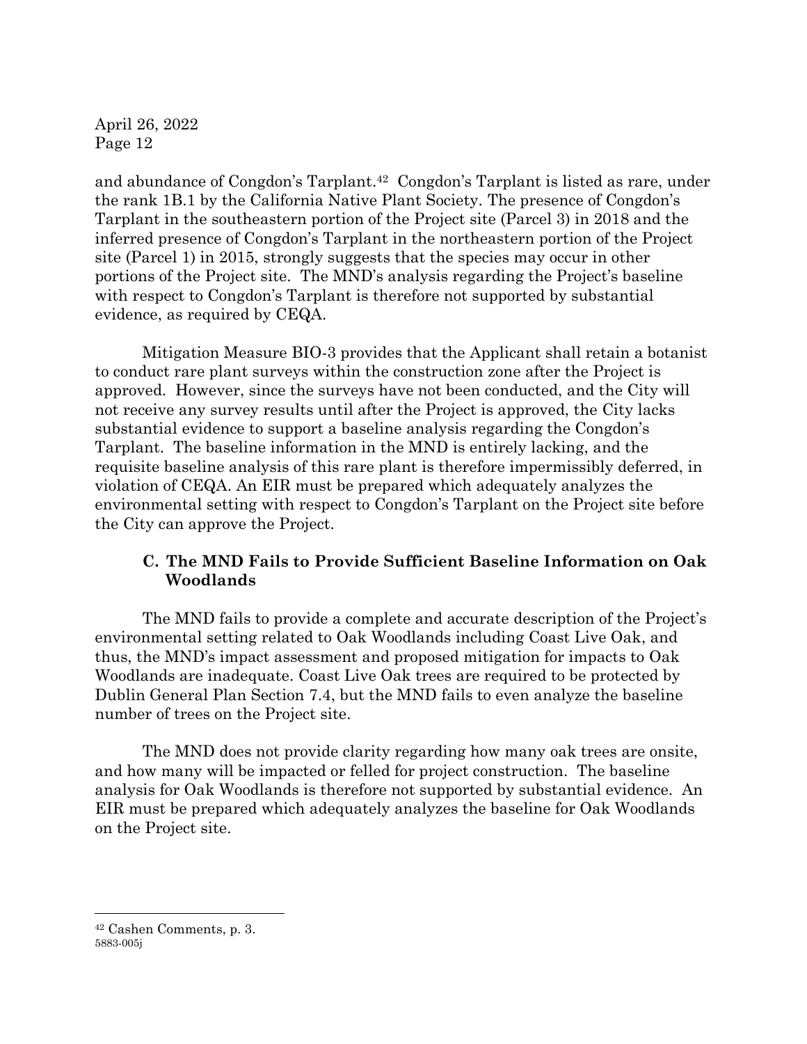and abundance of Congdon's Tarplant.[42] Congdon's Tarplant is listed as rare, under the rank 1B.1 by the California Native Plant Society. The presence of Congdon's Tarplant in the southeastern portion of the Project site (Parcel 3) in 2018 and the inferred presence of Congdon's Tarplant in the northeastern portion of the Project site (Parcel 1) in 2015, strongly suggests that the species may occur in other portions of the Project site. The MND's analysis regarding the Project's baseline with respect to Congdon's Tarplant is therefore not supported by substantial evidence, as required by CEQA.

Mitigation Measure BIO-3 provides that the Applicant shall retain a botanist to conduct rare plant surveys within the construction zone after the Project is approved. However, since the surveys have not been conducted, and the City will not receive any survey results until after the Project is approved, the City lacks substantial evidence to support a baseline analysis regarding the Congdon's Tarplant. The baseline information in the MND is entirely lacking, and the requisite baseline analysis of this rare plant is therefore impermissibly deferred, in violation of CEQA. An EIR must be prepared which adequately analyzes the environmental setting with respect to Congdon's Tarplant on the Project site before the City can approve the Project.

### C. The MND Fails to Provide Sufficient Baseline Information on Oak Woodlands

The MND fails to provide a complete and accurate description of the Project's environmental setting related to Oak Woodlands including Coast Live Oak, and thus, the MND's impact assessment and proposed mitigation for impacts to Oak Woodlands are inadequate. Coast Live Oak trees are required to be protected by Dublin General Plan Section 7.4, but the MND fails to even analyze the baseline number of trees on the Project site.

The MND does not provide clarity regarding how many oak trees are onsite, and how many will be impacted or felled for project construction. The baseline analysis for Oak Woodlands is therefore not supported by substantial evidence. An EIR must be prepared which adequately analyzes the baseline for Oak Woodlands on the Project site.

---

[42] Cashen Comments, p. 3.

5883-005j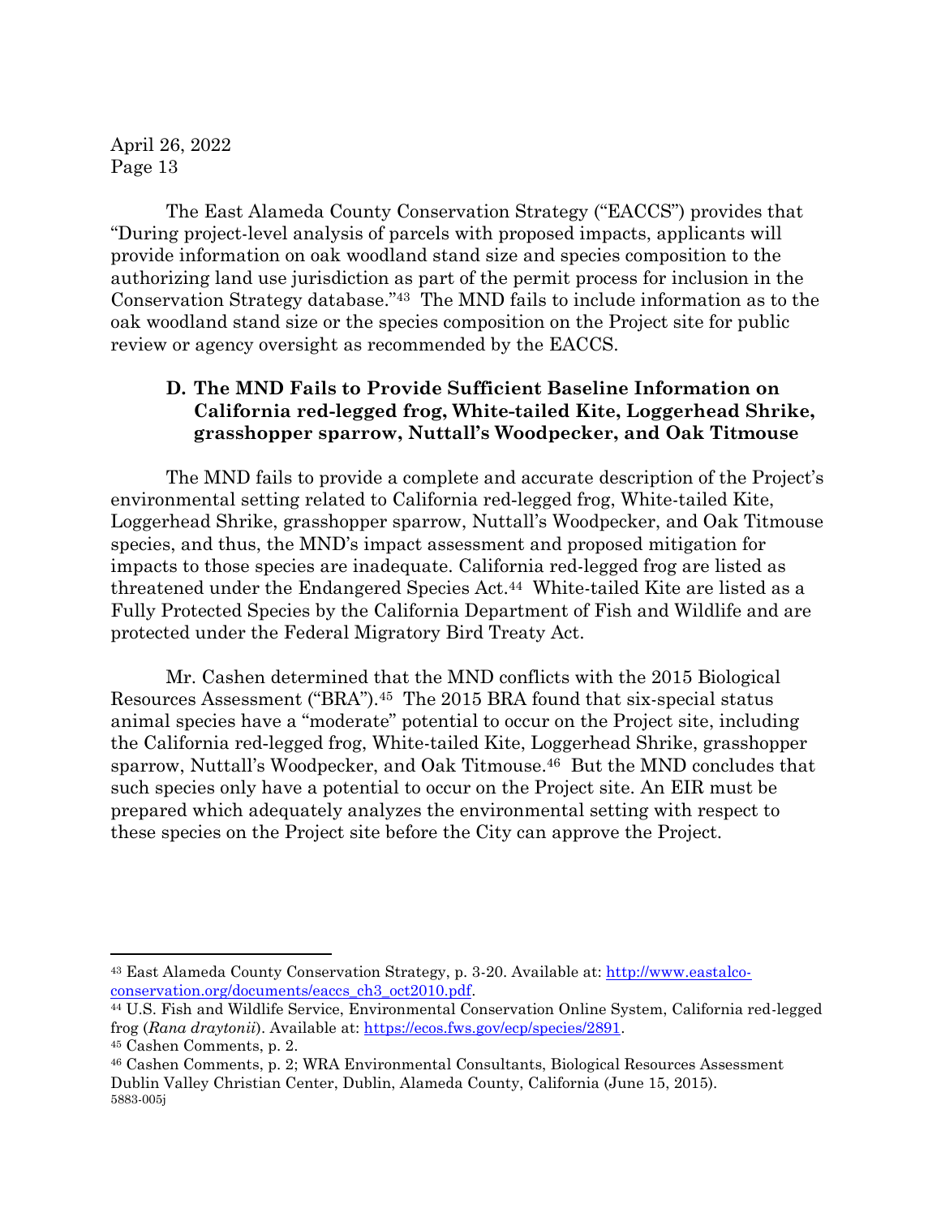The East Alameda County Conservation Strategy ("EACCS") provides that "During project-level analysis of parcels with proposed impacts, applicants will provide information on oak woodland stand size and species composition to the authorizing land use jurisdiction as part of the permit process for inclusion in the Conservation Strategy database."[43] The MND fails to include information as to the oak woodland stand size or the species composition on the Project site for public review or agency oversight as recommended by the EACCS.

### D. The MND Fails to Provide Sufficient Baseline Information on California red-legged frog, White-tailed Kite, Loggerhead Shrike, grasshopper sparrow, Nuttall's Woodpecker, and Oak Titmouse

The MND fails to provide a complete and accurate description of the Project's environmental setting related to California red-legged frog, White-tailed Kite, Loggerhead Shrike, grasshopper sparrow, Nuttall's Woodpecker, and Oak Titmouse species, and thus, the MND's impact assessment and proposed mitigation for impacts to those species are inadequate. California red-legged frog are listed as threatened under the Endangered Species Act.[44] White-tailed Kite are listed as a Fully Protected Species by the California Department of Fish and Wildlife and are protected under the Federal Migratory Bird Treaty Act.

Mr. Cashen determined that the MND conflicts with the 2015 Biological Resources Assessment ("BRA").[45] The 2015 BRA found that six-special status animal species have a "moderate" potential to occur on the Project site, including the California red-legged frog, White-tailed Kite, Loggerhead Shrike, grasshopper sparrow, Nuttall's Woodpecker, and Oak Titmouse.[46] But the MND concludes that such species only have a potential to occur on the Project site. An EIR must be prepared which adequately analyzes the environmental setting with respect to these species on the Project site before the City can approve the Project.

---

[43] East Alameda County Conservation Strategy, p. 3-20. Available at: http://www.eastalco-conservation.org/documents/eaccs_ch3_oct2010.pdf.

[44] U.S. Fish and Wildlife Service, Environmental Conservation Online System, California red-legged frog (*Rana draytonii*). Available at: https://ecos.fws.gov/ecp/species/2891.

[45] Cashen Comments, p. 2.

[46] Cashen Comments, p. 2; WRA Environmental Consultants, Biological Resources Assessment Dublin Valley Christian Center, Dublin, Alameda County, California (June 15, 2015).

5883-005j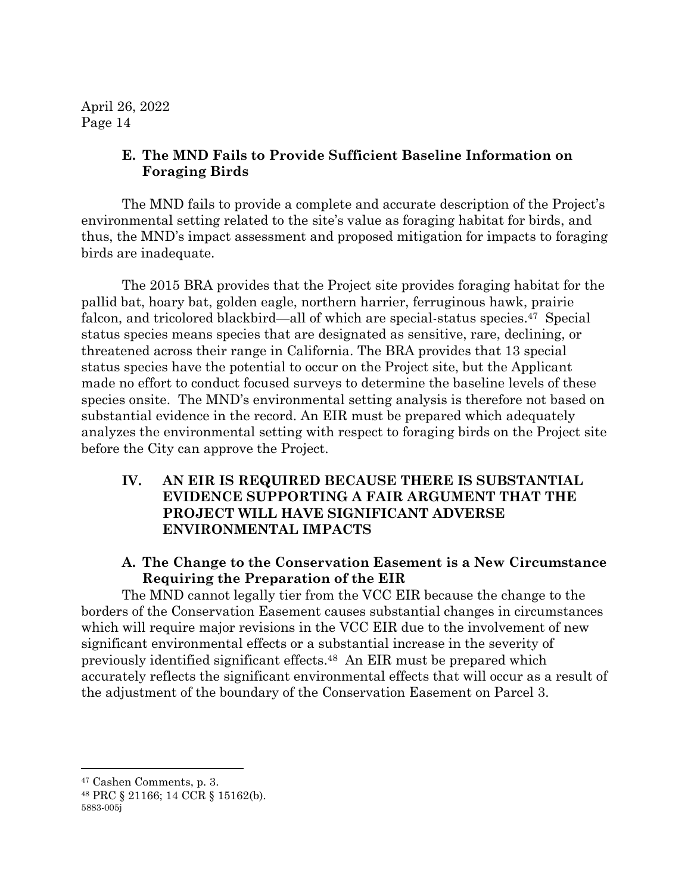### E. The MND Fails to Provide Sufficient Baseline Information on Foraging Birds

The MND fails to provide a complete and accurate description of the Project's environmental setting related to the site's value as foraging habitat for birds, and thus, the MND's impact assessment and proposed mitigation for impacts to foraging birds are inadequate.

The 2015 BRA provides that the Project site provides foraging habitat for the pallid bat, hoary bat, golden eagle, northern harrier, ferruginous hawk, prairie falcon, and tricolored blackbird—all of which are special-status species.[47] Special status species means species that are designated as sensitive, rare, declining, or threatened across their range in California. The BRA provides that 13 special status species have the potential to occur on the Project site, but the Applicant made no effort to conduct focused surveys to determine the baseline levels of these species onsite. The MND's environmental setting analysis is therefore not based on substantial evidence in the record. An EIR must be prepared which adequately analyzes the environmental setting with respect to foraging birds on the Project site before the City can approve the Project.

## IV. AN EIR IS REQUIRED BECAUSE THERE IS SUBSTANTIAL EVIDENCE SUPPORTING A FAIR ARGUMENT THAT THE PROJECT WILL HAVE SIGNIFICANT ADVERSE ENVIRONMENTAL IMPACTS

### A. The Change to the Conservation Easement is a New Circumstance Requiring the Preparation of the EIR

The MND cannot legally tier from the VCC EIR because the change to the borders of the Conservation Easement causes substantial changes in circumstances which will require major revisions in the VCC EIR due to the involvement of new significant environmental effects or a substantial increase in the severity of previously identified significant effects.[48] An EIR must be prepared which accurately reflects the significant environmental effects that will occur as a result of the adjustment of the boundary of the Conservation Easement on Parcel 3.

---

[47] Cashen Comments, p. 3.

[48] PRC § 21166; 14 CCR § 15162(b).

5883-005j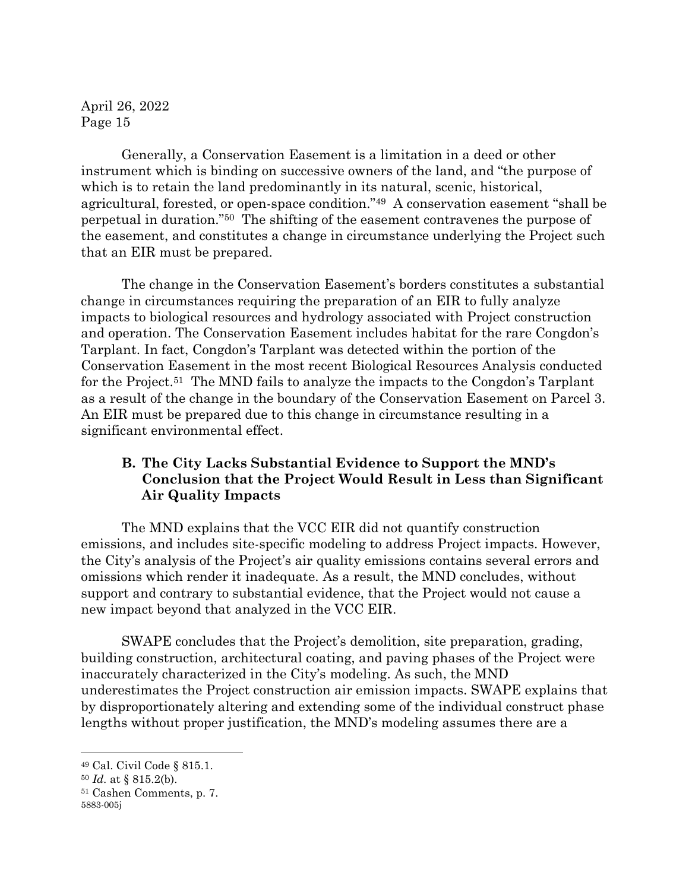Generally, a Conservation Easement is a limitation in a deed or other instrument which is binding on successive owners of the land, and "the purpose of which is to retain the land predominantly in its natural, scenic, historical, agricultural, forested, or open-space condition."[49] A conservation easement "shall be perpetual in duration."[50] The shifting of the easement contravenes the purpose of the easement, and constitutes a change in circumstance underlying the Project such that an EIR must be prepared.

The change in the Conservation Easement's borders constitutes a substantial change in circumstances requiring the preparation of an EIR to fully analyze impacts to biological resources and hydrology associated with Project construction and operation. The Conservation Easement includes habitat for the rare Congdon's Tarplant. In fact, Congdon's Tarplant was detected within the portion of the Conservation Easement in the most recent Biological Resources Analysis conducted for the Project.[51] The MND fails to analyze the impacts to the Congdon's Tarplant as a result of the change in the boundary of the Conservation Easement on Parcel 3. An EIR must be prepared due to this change in circumstance resulting in a significant environmental effect.

### B. The City Lacks Substantial Evidence to Support the MND's Conclusion that the Project Would Result in Less than Significant Air Quality Impacts

The MND explains that the VCC EIR did not quantify construction emissions, and includes site-specific modeling to address Project impacts. However, the City's analysis of the Project's air quality emissions contains several errors and omissions which render it inadequate. As a result, the MND concludes, without support and contrary to substantial evidence, that the Project would not cause a new impact beyond that analyzed in the VCC EIR.

SWAPE concludes that the Project's demolition, site preparation, grading, building construction, architectural coating, and paving phases of the Project were inaccurately characterized in the City's modeling. As such, the MND underestimates the Project construction air emission impacts. SWAPE explains that by disproportionately altering and extending some of the individual construct phase lengths without proper justification, the MND's modeling assumes there are a

---

[49] Cal. Civil Code § 815.1.

[50] *Id.* at § 815.2(b).

[51] Cashen Comments, p. 7.

5883-005j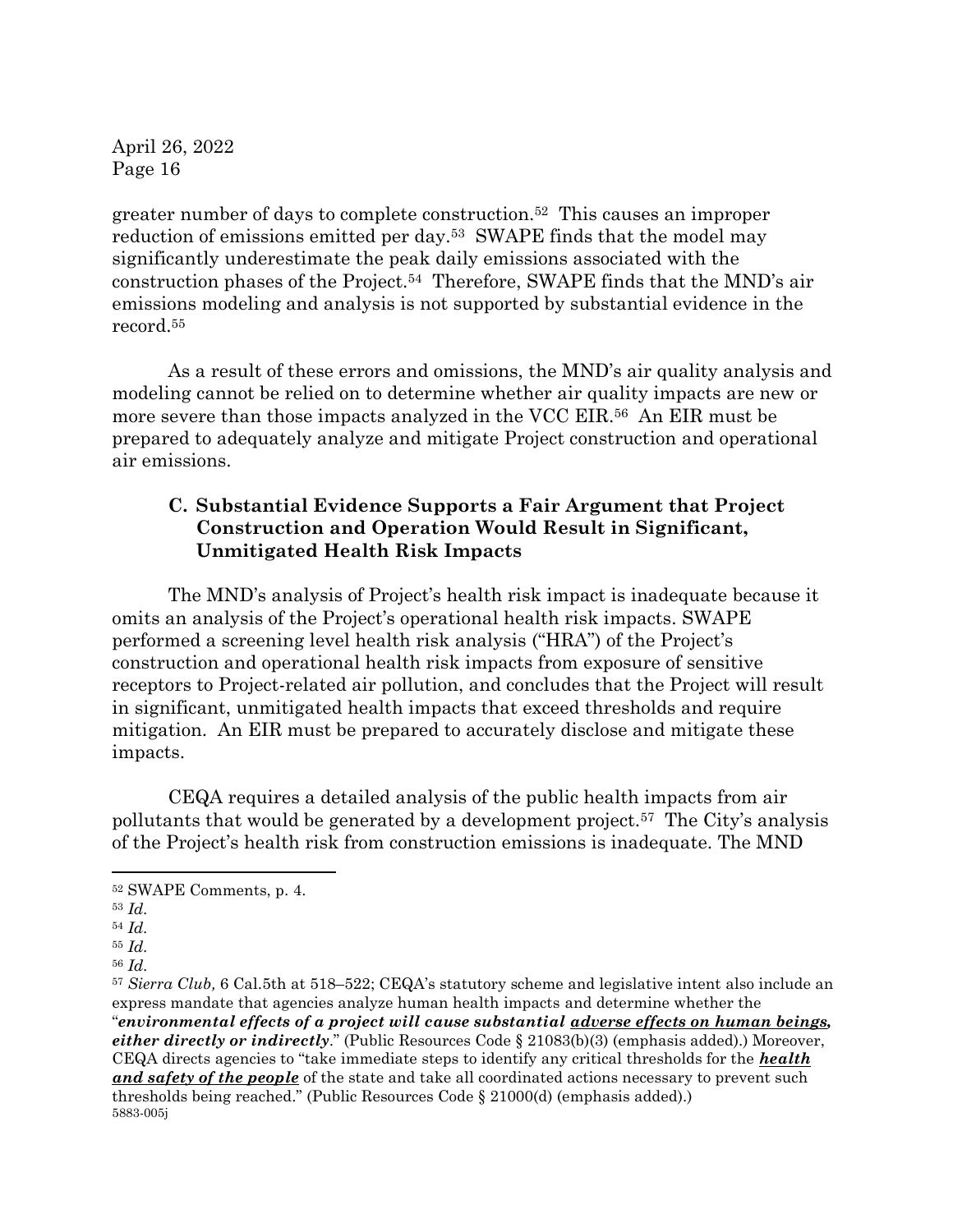greater number of days to complete construction.[52] This causes an improper reduction of emissions emitted per day.[53] SWAPE finds that the model may significantly underestimate the peak daily emissions associated with the construction phases of the Project.[54] Therefore, SWAPE finds that the MND's air emissions modeling and analysis is not supported by substantial evidence in the record.[55]

As a result of these errors and omissions, the MND's air quality analysis and modeling cannot be relied on to determine whether air quality impacts are new or more severe than those impacts analyzed in the VCC EIR.[56] An EIR must be prepared to adequately analyze and mitigate Project construction and operational air emissions.

### C. Substantial Evidence Supports a Fair Argument that Project Construction and Operation Would Result in Significant, Unmitigated Health Risk Impacts

The MND's analysis of Project's health risk impact is inadequate because it omits an analysis of the Project's operational health risk impacts. SWAPE performed a screening level health risk analysis ("HRA") of the Project's construction and operational health risk impacts from exposure of sensitive receptors to Project-related air pollution, and concludes that the Project will result in significant, unmitigated health impacts that exceed thresholds and require mitigation. An EIR must be prepared to accurately disclose and mitigate these impacts.

CEQA requires a detailed analysis of the public health impacts from air pollutants that would be generated by a development project.[57] The City's analysis of the Project's health risk from construction emissions is inadequate. The MND

---

[52] SWAPE Comments, p. 4.

[53] *Id.*

[54] *Id.*

[55] *Id.*

[56] *Id.*

[57] *Sierra Club,* 6 Cal.5th at 518–522; CEQA's statutory scheme and legislative intent also include an express mandate that agencies analyze human health impacts and determine whether the "***environmental effects of a project will cause substantial <u>adverse effects on human beings</u>, either directly or indirectly***." (Public Resources Code § 21083(b)(3) (emphasis added).) Moreover, CEQA directs agencies to "take immediate steps to identify any critical thresholds for the ***<u>health and safety of the people</u>*** of the state and take all coordinated actions necessary to prevent such thresholds being reached." (Public Resources Code § 21000(d) (emphasis added).)

5883-005j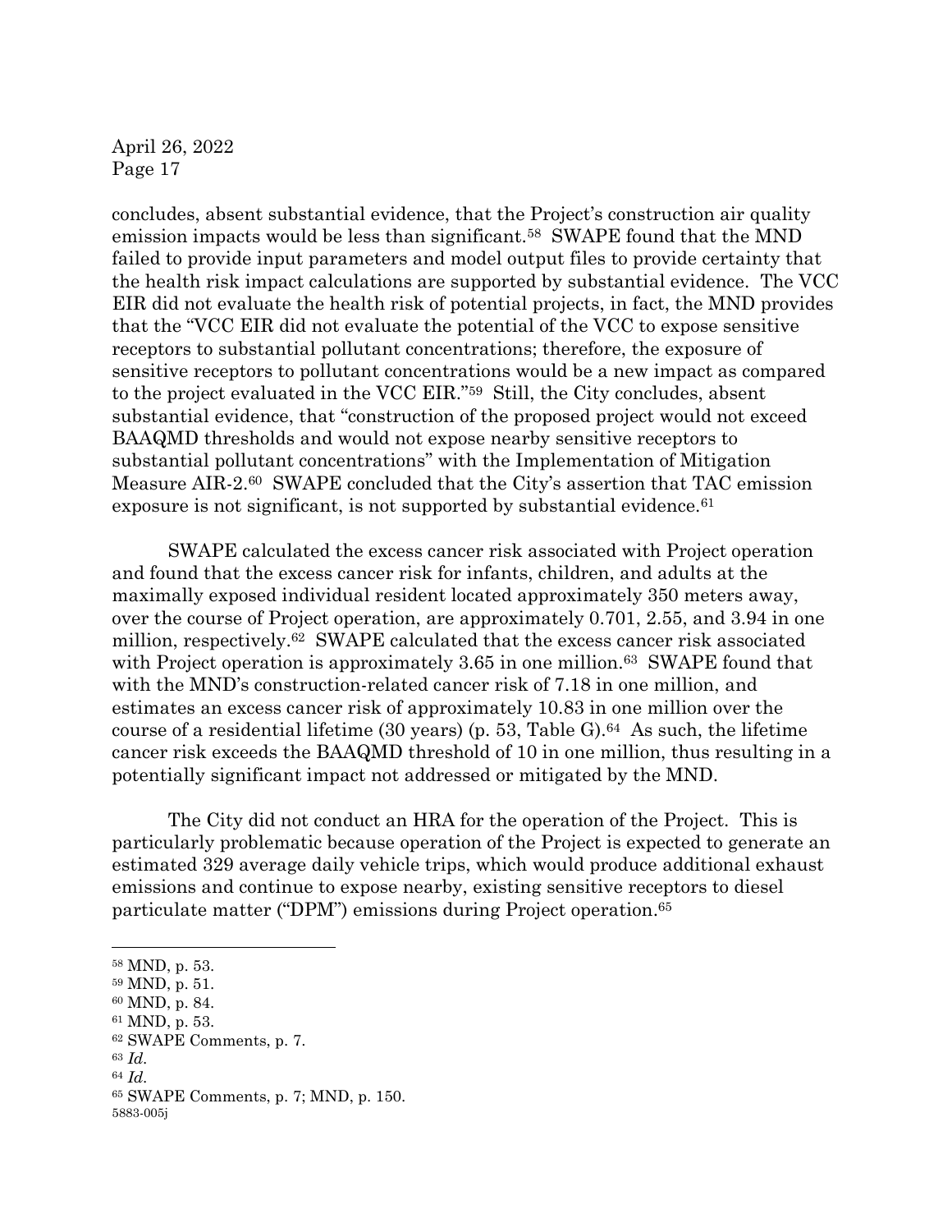concludes, absent substantial evidence, that the Project's construction air quality emission impacts would be less than significant.[58] SWAPE found that the MND failed to provide input parameters and model output files to provide certainty that the health risk impact calculations are supported by substantial evidence. The VCC EIR did not evaluate the health risk of potential projects, in fact, the MND provides that the "VCC EIR did not evaluate the potential of the VCC to expose sensitive receptors to substantial pollutant concentrations; therefore, the exposure of sensitive receptors to pollutant concentrations would be a new impact as compared to the project evaluated in the VCC EIR."[59] Still, the City concludes, absent substantial evidence, that "construction of the proposed project would not exceed BAAQMD thresholds and would not expose nearby sensitive receptors to substantial pollutant concentrations" with the Implementation of Mitigation Measure AIR-2.[60] SWAPE concluded that the City's assertion that TAC emission exposure is not significant, is not supported by substantial evidence.[61]

SWAPE calculated the excess cancer risk associated with Project operation and found that the excess cancer risk for infants, children, and adults at the maximally exposed individual resident located approximately 350 meters away, over the course of Project operation, are approximately 0.701, 2.55, and 3.94 in one million, respectively.[62] SWAPE calculated that the excess cancer risk associated with Project operation is approximately 3.65 in one million.[63] SWAPE found that with the MND's construction-related cancer risk of 7.18 in one million, and estimates an excess cancer risk of approximately 10.83 in one million over the course of a residential lifetime (30 years) (p. 53, Table G).[64] As such, the lifetime cancer risk exceeds the BAAQMD threshold of 10 in one million, thus resulting in a potentially significant impact not addressed or mitigated by the MND.

The City did not conduct an HRA for the operation of the Project. This is particularly problematic because operation of the Project is expected to generate an estimated 329 average daily vehicle trips, which would produce additional exhaust emissions and continue to expose nearby, existing sensitive receptors to diesel particulate matter ("DPM") emissions during Project operation.[65]

---

[58] MND, p. 53.
[59] MND, p. 51.
[60] MND, p. 84.
[61] MND, p. 53.
[62] SWAPE Comments, p. 7.
[63] *Id.*
[64] *Id.*
[65] SWAPE Comments, p. 7; MND, p. 150.

5883-005j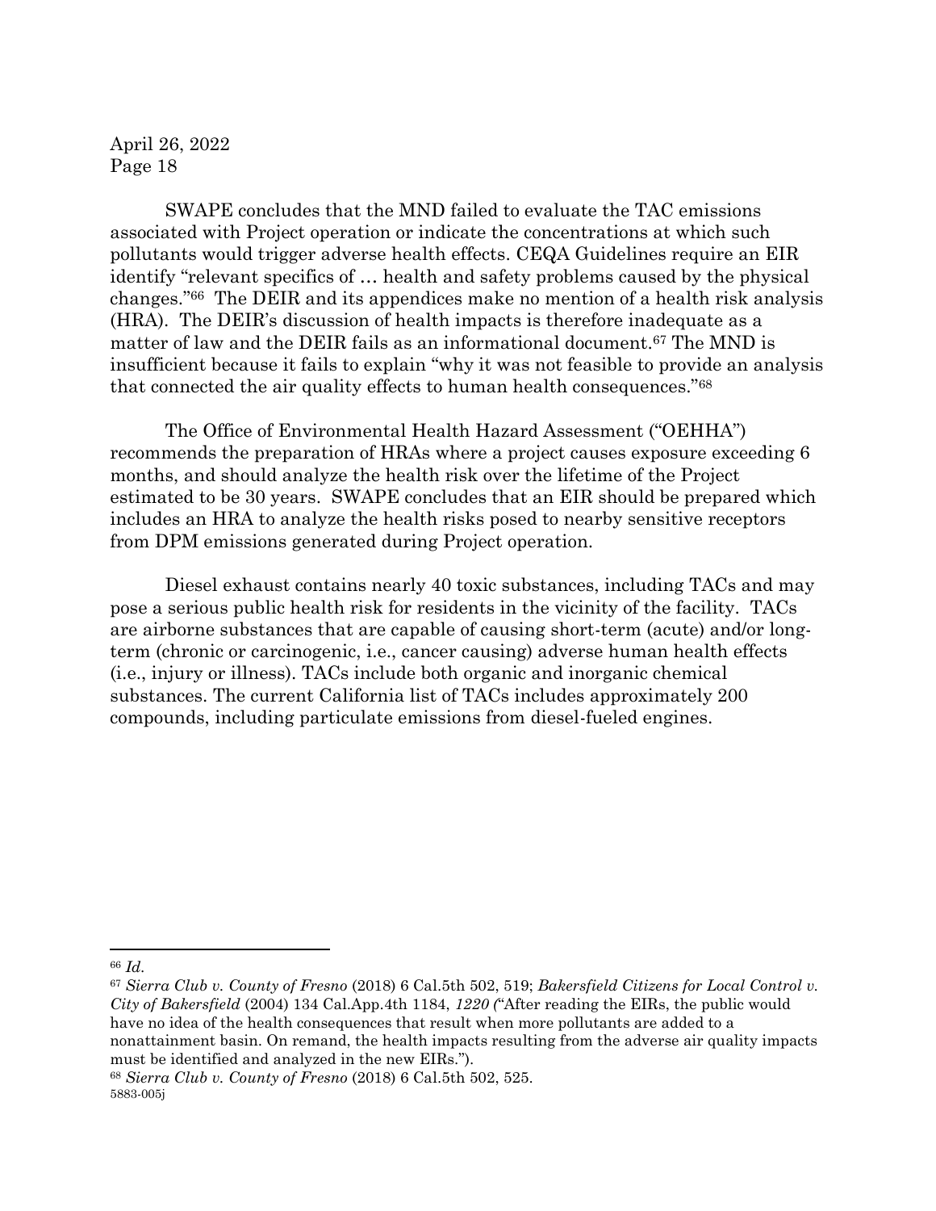SWAPE concludes that the MND failed to evaluate the TAC emissions associated with Project operation or indicate the concentrations at which such pollutants would trigger adverse health effects. CEQA Guidelines require an EIR identify "relevant specifics of … health and safety problems caused by the physical changes."[66] The DEIR and its appendices make no mention of a health risk analysis (HRA). The DEIR's discussion of health impacts is therefore inadequate as a matter of law and the DEIR fails as an informational document.[67] The MND is insufficient because it fails to explain "why it was not feasible to provide an analysis that connected the air quality effects to human health consequences."[68]

The Office of Environmental Health Hazard Assessment ("OEHHA") recommends the preparation of HRAs where a project causes exposure exceeding 6 months, and should analyze the health risk over the lifetime of the Project estimated to be 30 years. SWAPE concludes that an EIR should be prepared which includes an HRA to analyze the health risks posed to nearby sensitive receptors from DPM emissions generated during Project operation.

Diesel exhaust contains nearly 40 toxic substances, including TACs and may pose a serious public health risk for residents in the vicinity of the facility. TACs are airborne substances that are capable of causing short-term (acute) and/or long-term (chronic or carcinogenic, i.e., cancer causing) adverse human health effects (i.e., injury or illness). TACs include both organic and inorganic chemical substances. The current California list of TACs includes approximately 200 compounds, including particulate emissions from diesel-fueled engines.

---

[66] *Id.*

[67] *Sierra Club v. County of Fresno* (2018) 6 Cal.5th 502, 519; *Bakersfield Citizens for Local Control v. City of Bakersfield* (2004) 134 Cal.App.4th 1184, *1220 (*"After reading the EIRs, the public would have no idea of the health consequences that result when more pollutants are added to a nonattainment basin. On remand, the health impacts resulting from the adverse air quality impacts must be identified and analyzed in the new EIRs.").

[68] *Sierra Club v. County of Fresno* (2018) 6 Cal.5th 502, 525.

5883-005j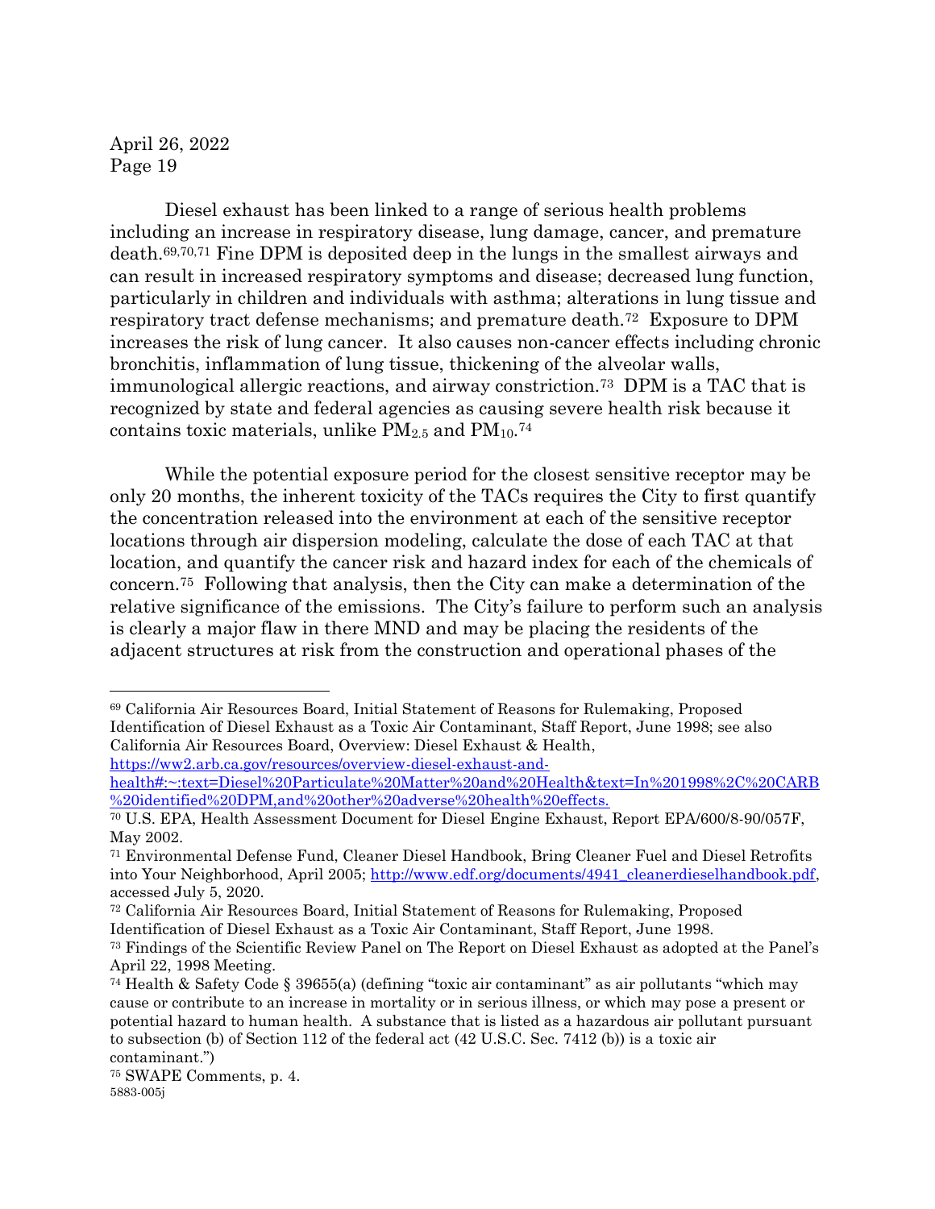Diesel exhaust has been linked to a range of serious health problems including an increase in respiratory disease, lung damage, cancer, and premature death.[69,70,71] Fine DPM is deposited deep in the lungs in the smallest airways and can result in increased respiratory symptoms and disease; decreased lung function, particularly in children and individuals with asthma; alterations in lung tissue and respiratory tract defense mechanisms; and premature death.[72] Exposure to DPM increases the risk of lung cancer. It also causes non-cancer effects including chronic bronchitis, inflammation of lung tissue, thickening of the alveolar walls, immunological allergic reactions, and airway constriction.[73] DPM is a TAC that is recognized by state and federal agencies as causing severe health risk because it contains toxic materials, unlike $PM_{2.5}$ and $PM_{10}$.[74]

While the potential exposure period for the closest sensitive receptor may be only 20 months, the inherent toxicity of the TACs requires the City to first quantify the concentration released into the environment at each of the sensitive receptor locations through air dispersion modeling, calculate the dose of each TAC at that location, and quantify the cancer risk and hazard index for each of the chemicals of concern.[75] Following that analysis, then the City can make a determination of the relative significance of the emissions. The City's failure to perform such an analysis is clearly a major flaw in there MND and may be placing the residents of the adjacent structures at risk from the construction and operational phases of the

---

[69] California Air Resources Board, Initial Statement of Reasons for Rulemaking, Proposed Identification of Diesel Exhaust as a Toxic Air Contaminant, Staff Report, June 1998; see also California Air Resources Board, Overview: Diesel Exhaust & Health, https://ww2.arb.ca.gov/resources/overview-diesel-exhaust-and-health#:~:text=Diesel%20Particulate%20Matter%20and%20Health&text=In%201998%2C%20CARB%20identified%20DPM,and%20other%20adverse%20health%20effects.

[70] U.S. EPA, Health Assessment Document for Diesel Engine Exhaust, Report EPA/600/8-90/057F, May 2002.

[71] Environmental Defense Fund, Cleaner Diesel Handbook, Bring Cleaner Fuel and Diesel Retrofits into Your Neighborhood, April 2005; http://www.edf.org/documents/4941_cleanerdieselhandbook.pdf, accessed July 5, 2020.

[72] California Air Resources Board, Initial Statement of Reasons for Rulemaking, Proposed Identification of Diesel Exhaust as a Toxic Air Contaminant, Staff Report, June 1998.

[73] Findings of the Scientific Review Panel on The Report on Diesel Exhaust as adopted at the Panel's April 22, 1998 Meeting.

[74] Health & Safety Code § 39655(a) (defining "toxic air contaminant" as air pollutants "which may cause or contribute to an increase in mortality or in serious illness, or which may pose a present or potential hazard to human health. A substance that is listed as a hazardous air pollutant pursuant to subsection (b) of Section 112 of the federal act (42 U.S.C. Sec. 7412 (b)) is a toxic air contaminant.")

[75] SWAPE Comments, p. 4.

5883-005j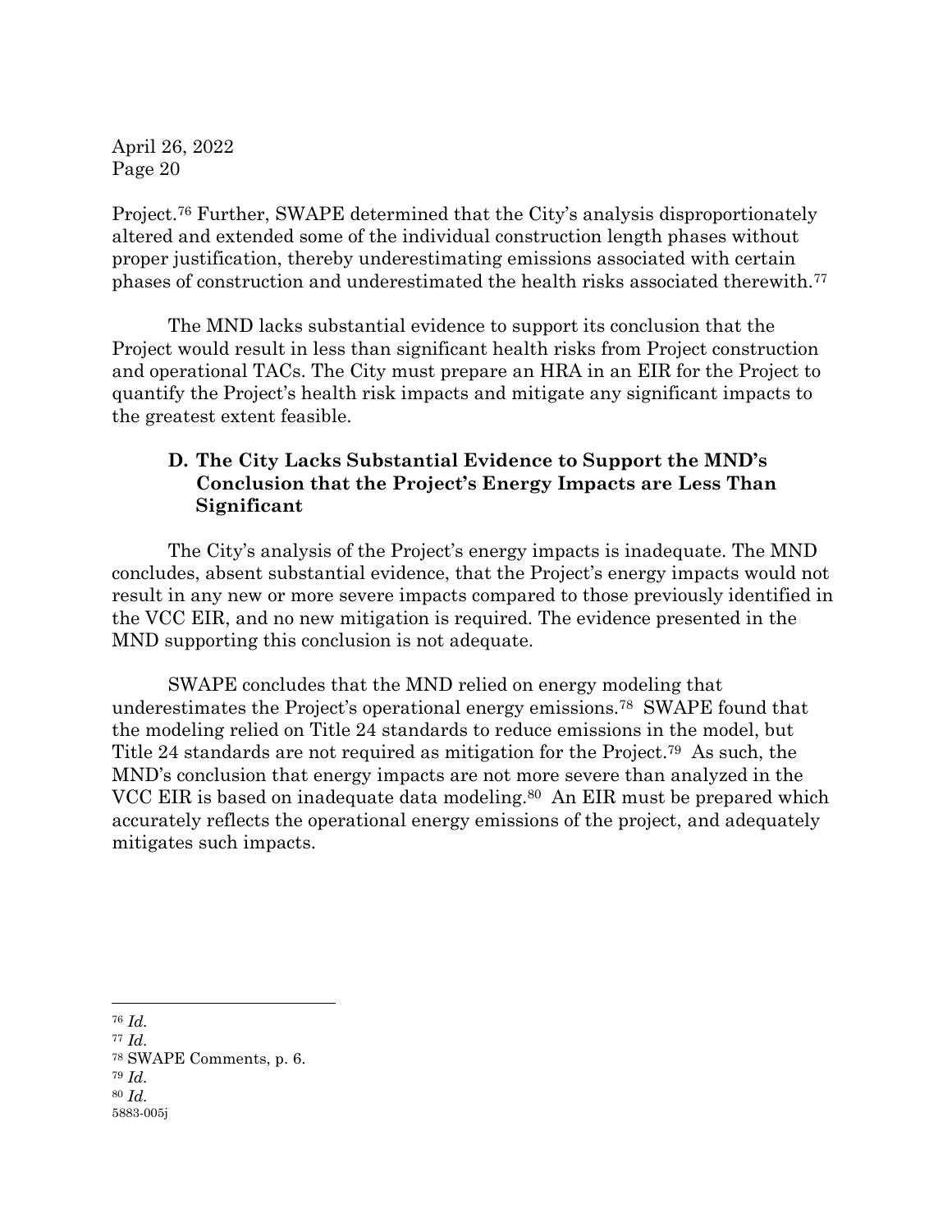Project.[76] Further, SWAPE determined that the City's analysis disproportionately altered and extended some of the individual construction length phases without proper justification, thereby underestimating emissions associated with certain phases of construction and underestimated the health risks associated therewith.[77]

The MND lacks substantial evidence to support its conclusion that the Project would result in less than significant health risks from Project construction and operational TACs. The City must prepare an HRA in an EIR for the Project to quantify the Project's health risk impacts and mitigate any significant impacts to the greatest extent feasible.

### D. The City Lacks Substantial Evidence to Support the MND's Conclusion that the Project's Energy Impacts are Less Than Significant

The City's analysis of the Project's energy impacts is inadequate. The MND concludes, absent substantial evidence, that the Project's energy impacts would not result in any new or more severe impacts compared to those previously identified in the VCC EIR, and no new mitigation is required. The evidence presented in the MND supporting this conclusion is not adequate.

SWAPE concludes that the MND relied on energy modeling that underestimates the Project's operational energy emissions.[78] SWAPE found that the modeling relied on Title 24 standards to reduce emissions in the model, but Title 24 standards are not required as mitigation for the Project.[79] As such, the MND's conclusion that energy impacts are not more severe than analyzed in the VCC EIR is based on inadequate data modeling.[80] An EIR must be prepared which accurately reflects the operational energy emissions of the project, and adequately mitigates such impacts.

---

[76] *Id.*
[77] *Id.*
[78] SWAPE Comments, p. 6.
[79] *Id.*
[80] *Id.*

5883-005j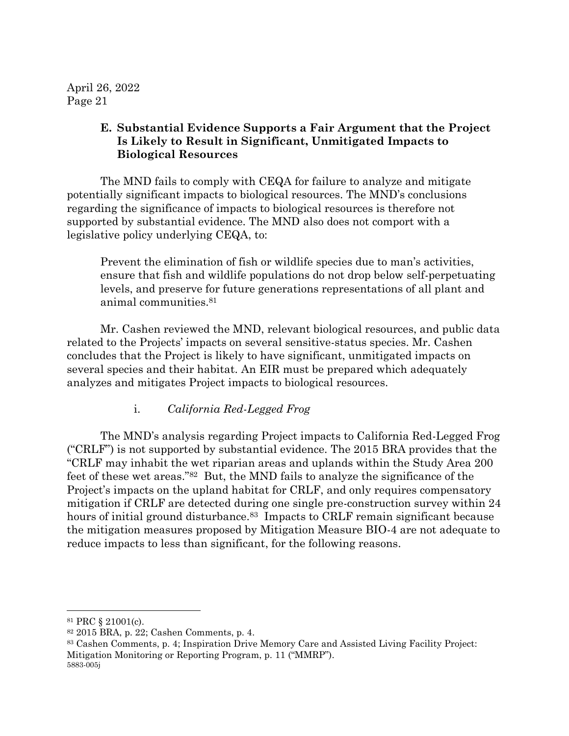### E. Substantial Evidence Supports a Fair Argument that the Project Is Likely to Result in Significant, Unmitigated Impacts to Biological Resources

The MND fails to comply with CEQA for failure to analyze and mitigate potentially significant impacts to biological resources. The MND's conclusions regarding the significance of impacts to biological resources is therefore not supported by substantial evidence. The MND also does not comport with a legislative policy underlying CEQA, to:

> Prevent the elimination of fish or wildlife species due to man's activities, ensure that fish and wildlife populations do not drop below self-perpetuating levels, and preserve for future generations representations of all plant and animal communities.[81]

Mr. Cashen reviewed the MND, relevant biological resources, and public data related to the Projects' impacts on several sensitive-status species. Mr. Cashen concludes that the Project is likely to have significant, unmitigated impacts on several species and their habitat. An EIR must be prepared which adequately analyzes and mitigates Project impacts to biological resources.

#### i. *California Red-Legged Frog*

The MND's analysis regarding Project impacts to California Red-Legged Frog ("CRLF") is not supported by substantial evidence. The 2015 BRA provides that the "CRLF may inhabit the wet riparian areas and uplands within the Study Area 200 feet of these wet areas."[82] But, the MND fails to analyze the significance of the Project's impacts on the upland habitat for CRLF, and only requires compensatory mitigation if CRLF are detected during one single pre-construction survey within 24 hours of initial ground disturbance.[83] Impacts to CRLF remain significant because the mitigation measures proposed by Mitigation Measure BIO-4 are not adequate to reduce impacts to less than significant, for the following reasons.

---

[81] PRC § 21001(c).

[82] 2015 BRA, p. 22; Cashen Comments, p. 4.

[83] Cashen Comments, p. 4; Inspiration Drive Memory Care and Assisted Living Facility Project: Mitigation Monitoring or Reporting Program, p. 11 ("MMRP").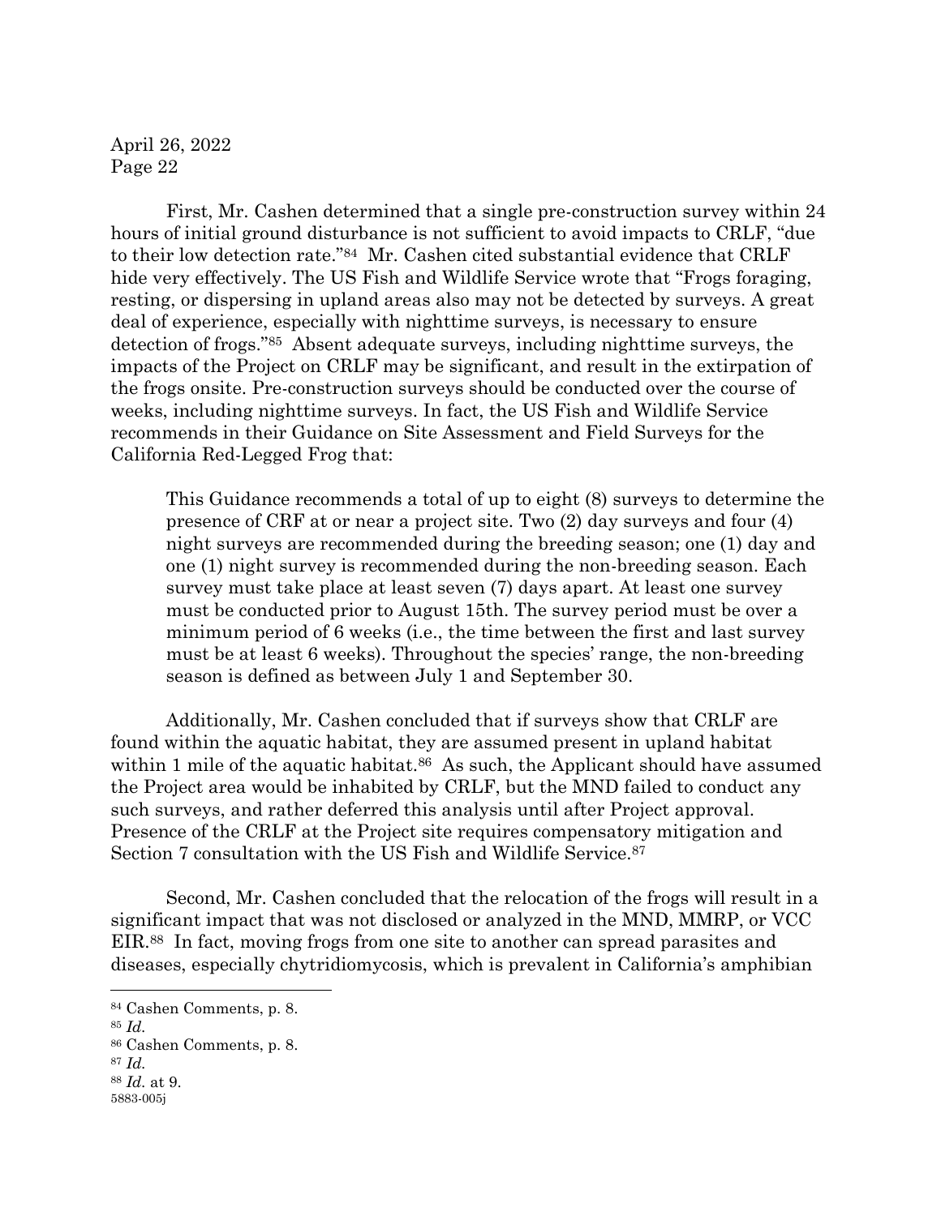First, Mr. Cashen determined that a single pre-construction survey within 24 hours of initial ground disturbance is not sufficient to avoid impacts to CRLF, "due to their low detection rate."[84] Mr. Cashen cited substantial evidence that CRLF hide very effectively. The US Fish and Wildlife Service wrote that "Frogs foraging, resting, or dispersing in upland areas also may not be detected by surveys. A great deal of experience, especially with nighttime surveys, is necessary to ensure detection of frogs."[85] Absent adequate surveys, including nighttime surveys, the impacts of the Project on CRLF may be significant, and result in the extirpation of the frogs onsite. Pre-construction surveys should be conducted over the course of weeks, including nighttime surveys. In fact, the US Fish and Wildlife Service recommends in their Guidance on Site Assessment and Field Surveys for the California Red-Legged Frog that:

> This Guidance recommends a total of up to eight (8) surveys to determine the presence of CRF at or near a project site. Two (2) day surveys and four (4) night surveys are recommended during the breeding season; one (1) day and one (1) night survey is recommended during the non-breeding season. Each survey must take place at least seven (7) days apart. At least one survey must be conducted prior to August 15th. The survey period must be over a minimum period of 6 weeks (i.e., the time between the first and last survey must be at least 6 weeks). Throughout the species' range, the non-breeding season is defined as between July 1 and September 30.

Additionally, Mr. Cashen concluded that if surveys show that CRLF are found within the aquatic habitat, they are assumed present in upland habitat within 1 mile of the aquatic habitat.[86] As such, the Applicant should have assumed the Project area would be inhabited by CRLF, but the MND failed to conduct any such surveys, and rather deferred this analysis until after Project approval. Presence of the CRLF at the Project site requires compensatory mitigation and Section 7 consultation with the US Fish and Wildlife Service.[87]

Second, Mr. Cashen concluded that the relocation of the frogs will result in a significant impact that was not disclosed or analyzed in the MND, MMRP, or VCC EIR.[88] In fact, moving frogs from one site to another can spread parasites and diseases, especially chytridiomycosis, which is prevalent in California's amphibian

---

[84] Cashen Comments, p. 8.

[85] *Id.*

[86] Cashen Comments, p. 8.

[87] *Id.*

[88] *Id.* at 9.

5883-005j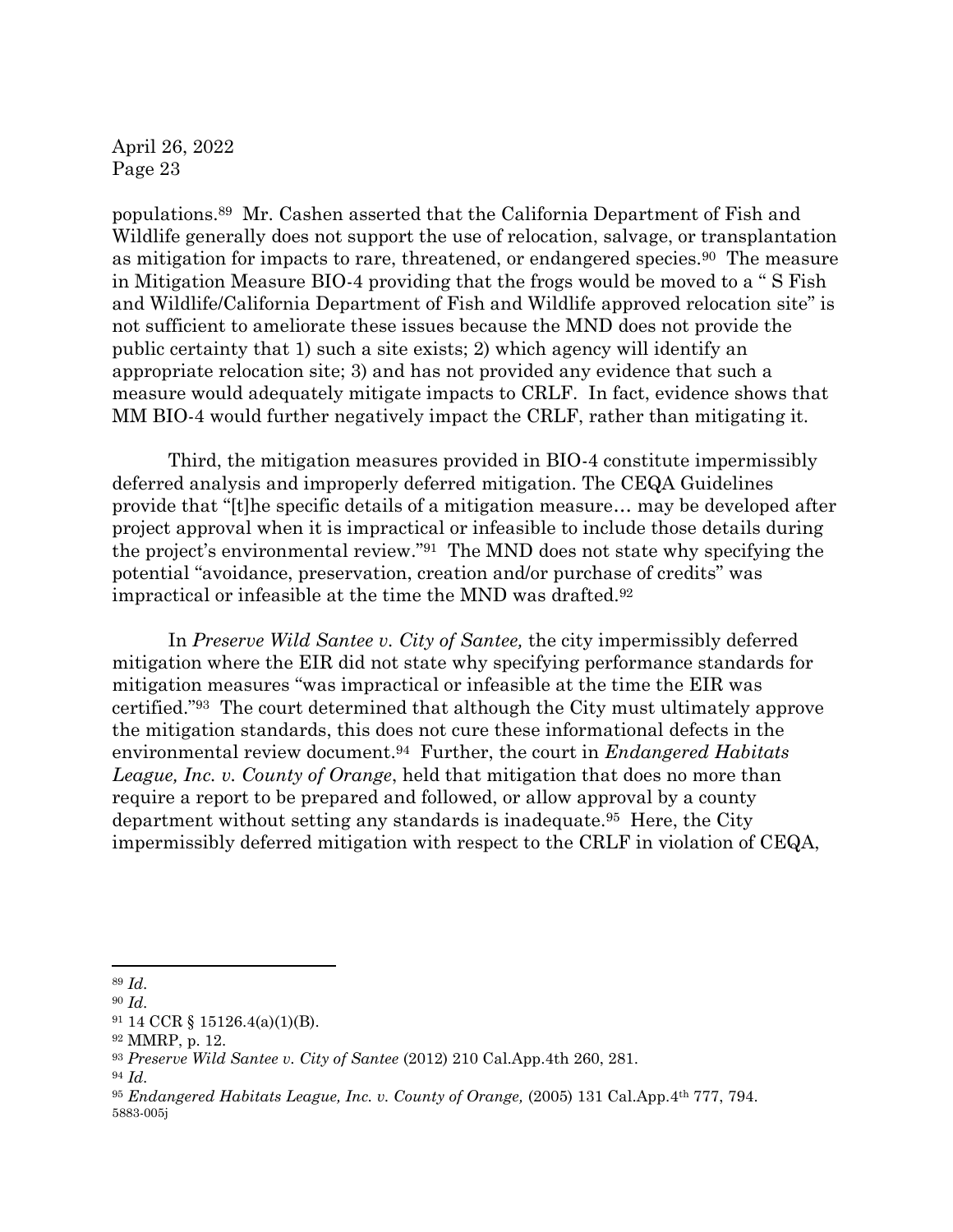populations.[89] Mr. Cashen asserted that the California Department of Fish and Wildlife generally does not support the use of relocation, salvage, or transplantation as mitigation for impacts to rare, threatened, or endangered species.[90] The measure in Mitigation Measure BIO-4 providing that the frogs would be moved to a " S Fish and Wildlife/California Department of Fish and Wildlife approved relocation site" is not sufficient to ameliorate these issues because the MND does not provide the public certainty that 1) such a site exists; 2) which agency will identify an appropriate relocation site; 3) and has not provided any evidence that such a measure would adequately mitigate impacts to CRLF. In fact, evidence shows that MM BIO-4 would further negatively impact the CRLF, rather than mitigating it.

Third, the mitigation measures provided in BIO-4 constitute impermissibly deferred analysis and improperly deferred mitigation. The CEQA Guidelines provide that "[t]he specific details of a mitigation measure… may be developed after project approval when it is impractical or infeasible to include those details during the project's environmental review."[91] The MND does not state why specifying the potential "avoidance, preservation, creation and/or purchase of credits" was impractical or infeasible at the time the MND was drafted.[92]

In *Preserve Wild Santee v. City of Santee,* the city impermissibly deferred mitigation where the EIR did not state why specifying performance standards for mitigation measures "was impractical or infeasible at the time the EIR was certified."[93] The court determined that although the City must ultimately approve the mitigation standards, this does not cure these informational defects in the environmental review document.[94] Further, the court in *Endangered Habitats League, Inc. v. County of Orange*, held that mitigation that does no more than require a report to be prepared and followed, or allow approval by a county department without setting any standards is inadequate.[95] Here, the City impermissibly deferred mitigation with respect to the CRLF in violation of CEQA,

---

[89] *Id.*

[90] *Id.*

[91] 14 CCR § 15126.4(a)(1)(B).

[92] MMRP, p. 12.

[93] *Preserve Wild Santee v. City of Santee* (2012) 210 Cal.App.4th 260, 281.

[94] *Id.*

[95] *Endangered Habitats League, Inc. v. County of Orange,* (2005) 131 Cal.App.4th 777, 794.

5883-005j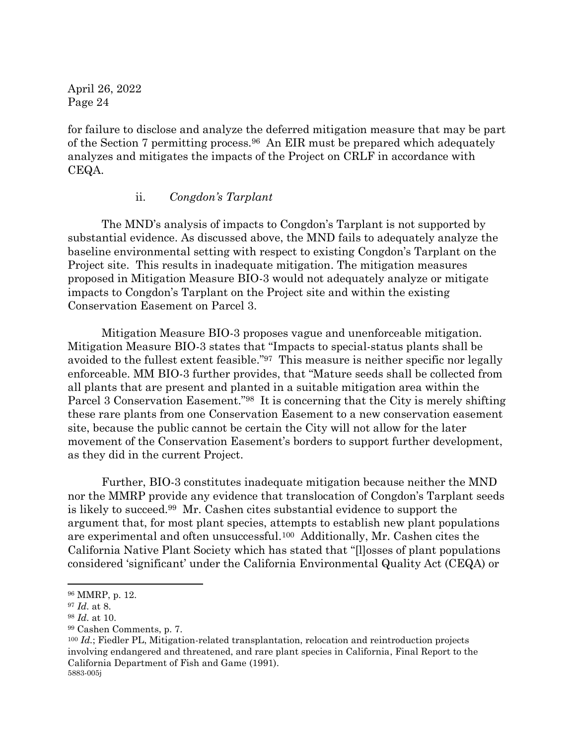for failure to disclose and analyze the deferred mitigation measure that may be part of the Section 7 permitting process.[96] An EIR must be prepared which adequately analyzes and mitigates the impacts of the Project on CRLF in accordance with CEQA.

ii. *Congdon's Tarplant*

The MND's analysis of impacts to Congdon's Tarplant is not supported by substantial evidence. As discussed above, the MND fails to adequately analyze the baseline environmental setting with respect to existing Congdon's Tarplant on the Project site. This results in inadequate mitigation. The mitigation measures proposed in Mitigation Measure BIO-3 would not adequately analyze or mitigate impacts to Congdon's Tarplant on the Project site and within the existing Conservation Easement on Parcel 3.

Mitigation Measure BIO-3 proposes vague and unenforceable mitigation. Mitigation Measure BIO-3 states that "Impacts to special-status plants shall be avoided to the fullest extent feasible."[97] This measure is neither specific nor legally enforceable. MM BIO-3 further provides, that "Mature seeds shall be collected from all plants that are present and planted in a suitable mitigation area within the Parcel 3 Conservation Easement."[98] It is concerning that the City is merely shifting these rare plants from one Conservation Easement to a new conservation easement site, because the public cannot be certain the City will not allow for the later movement of the Conservation Easement's borders to support further development, as they did in the current Project.

Further, BIO-3 constitutes inadequate mitigation because neither the MND nor the MMRP provide any evidence that translocation of Congdon's Tarplant seeds is likely to succeed.[99] Mr. Cashen cites substantial evidence to support the argument that, for most plant species, attempts to establish new plant populations are experimental and often unsuccessful.[100] Additionally, Mr. Cashen cites the California Native Plant Society which has stated that "[l]osses of plant populations considered 'significant' under the California Environmental Quality Act (CEQA) or

---

[96] MMRP, p. 12.

[97] *Id*. at 8.

[98] *Id*. at 10.

[99] Cashen Comments, p. 7.

[100] *Id*.; Fiedler PL, Mitigation-related transplantation, relocation and reintroduction projects involving endangered and threatened, and rare plant species in California, Final Report to the California Department of Fish and Game (1991).

5883-005j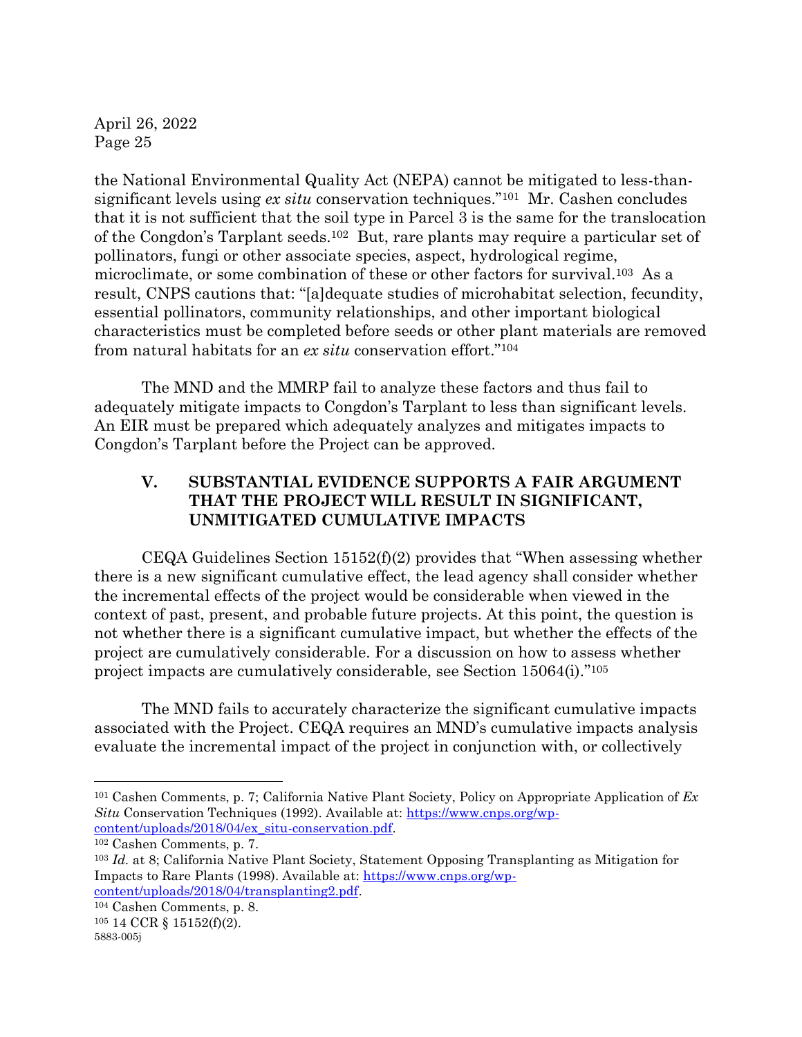the National Environmental Quality Act (NEPA) cannot be mitigated to less-than-significant levels using *ex situ* conservation techniques."[101] Mr. Cashen concludes that it is not sufficient that the soil type in Parcel 3 is the same for the translocation of the Congdon's Tarplant seeds.[102] But, rare plants may require a particular set of pollinators, fungi or other associate species, aspect, hydrological regime, microclimate, or some combination of these or other factors for survival.[103] As a result, CNPS cautions that: "[a]dequate studies of microhabitat selection, fecundity, essential pollinators, community relationships, and other important biological characteristics must be completed before seeds or other plant materials are removed from natural habitats for an *ex situ* conservation effort."[104]

The MND and the MMRP fail to analyze these factors and thus fail to adequately mitigate impacts to Congdon's Tarplant to less than significant levels. An EIR must be prepared which adequately analyzes and mitigates impacts to Congdon's Tarplant before the Project can be approved.

## V. SUBSTANTIAL EVIDENCE SUPPORTS A FAIR ARGUMENT THAT THE PROJECT WILL RESULT IN SIGNIFICANT, UNMITIGATED CUMULATIVE IMPACTS

CEQA Guidelines Section 15152(f)(2) provides that "When assessing whether there is a new significant cumulative effect, the lead agency shall consider whether the incremental effects of the project would be considerable when viewed in the context of past, present, and probable future projects. At this point, the question is not whether there is a significant cumulative impact, but whether the effects of the project are cumulatively considerable. For a discussion on how to assess whether project impacts are cumulatively considerable, see Section 15064(i)."[105]

The MND fails to accurately characterize the significant cumulative impacts associated with the Project. CEQA requires an MND's cumulative impacts analysis evaluate the incremental impact of the project in conjunction with, or collectively

---

[101] Cashen Comments, p. 7; California Native Plant Society, Policy on Appropriate Application of *Ex Situ* Conservation Techniques (1992). Available at: https://www.cnps.org/wp-content/uploads/2018/04/ex_situ-conservation.pdf.

[102] Cashen Comments, p. 7.

[103] *Id.* at 8; California Native Plant Society, Statement Opposing Transplanting as Mitigation for Impacts to Rare Plants (1998). Available at: https://www.cnps.org/wp-content/uploads/2018/04/transplanting2.pdf.

[104] Cashen Comments, p. 8.

[105] 14 CCR § 15152(f)(2).

5883-005j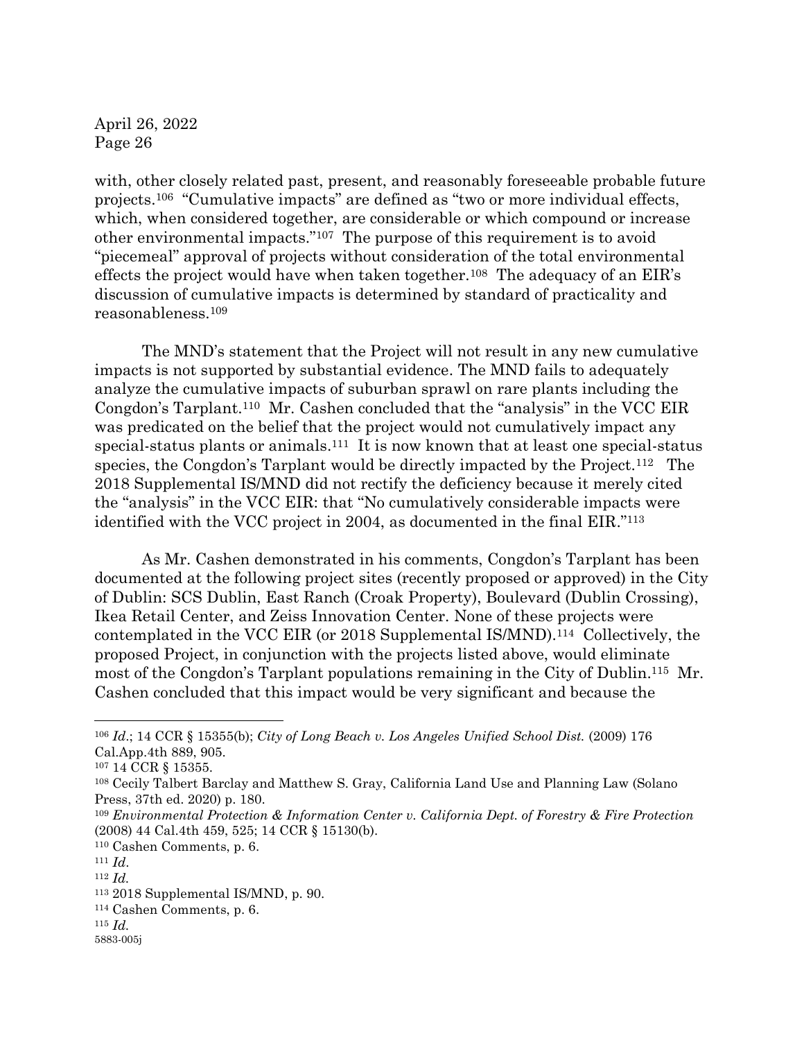with, other closely related past, present, and reasonably foreseeable probable future projects.[106] "Cumulative impacts" are defined as "two or more individual effects, which, when considered together, are considerable or which compound or increase other environmental impacts."[107] The purpose of this requirement is to avoid "piecemeal" approval of projects without consideration of the total environmental effects the project would have when taken together.[108] The adequacy of an EIR's discussion of cumulative impacts is determined by standard of practicality and reasonableness.[109]

The MND's statement that the Project will not result in any new cumulative impacts is not supported by substantial evidence. The MND fails to adequately analyze the cumulative impacts of suburban sprawl on rare plants including the Congdon's Tarplant.[110] Mr. Cashen concluded that the "analysis" in the VCC EIR was predicated on the belief that the project would not cumulatively impact any special-status plants or animals.[111] It is now known that at least one special-status species, the Congdon's Tarplant would be directly impacted by the Project.[112] The 2018 Supplemental IS/MND did not rectify the deficiency because it merely cited the "analysis" in the VCC EIR: that "No cumulatively considerable impacts were identified with the VCC project in 2004, as documented in the final EIR."[113]

As Mr. Cashen demonstrated in his comments, Congdon's Tarplant has been documented at the following project sites (recently proposed or approved) in the City of Dublin: SCS Dublin, East Ranch (Croak Property), Boulevard (Dublin Crossing), Ikea Retail Center, and Zeiss Innovation Center. None of these projects were contemplated in the VCC EIR (or 2018 Supplemental IS/MND).[114] Collectively, the proposed Project, in conjunction with the projects listed above, would eliminate most of the Congdon's Tarplant populations remaining in the City of Dublin.[115] Mr. Cashen concluded that this impact would be very significant and because the

---

[106] *Id.*; 14 CCR § 15355(b); *City of Long Beach v. Los Angeles Unified School Dist.* (2009) 176 Cal.App.4th 889, 905.

[107] 14 CCR § 15355.

[108] Cecily Talbert Barclay and Matthew S. Gray, California Land Use and Planning Law (Solano Press, 37th ed. 2020) p. 180.

[109] *Environmental Protection & Information Center v. California Dept. of Forestry & Fire Protection* (2008) 44 Cal.4th 459, 525; 14 CCR § 15130(b).

[110] Cashen Comments, p. 6.

[111] *Id.*

[112] *Id.*

[113] 2018 Supplemental IS/MND, p. 90.

[114] Cashen Comments, p. 6.

[115] *Id.*

5883-005j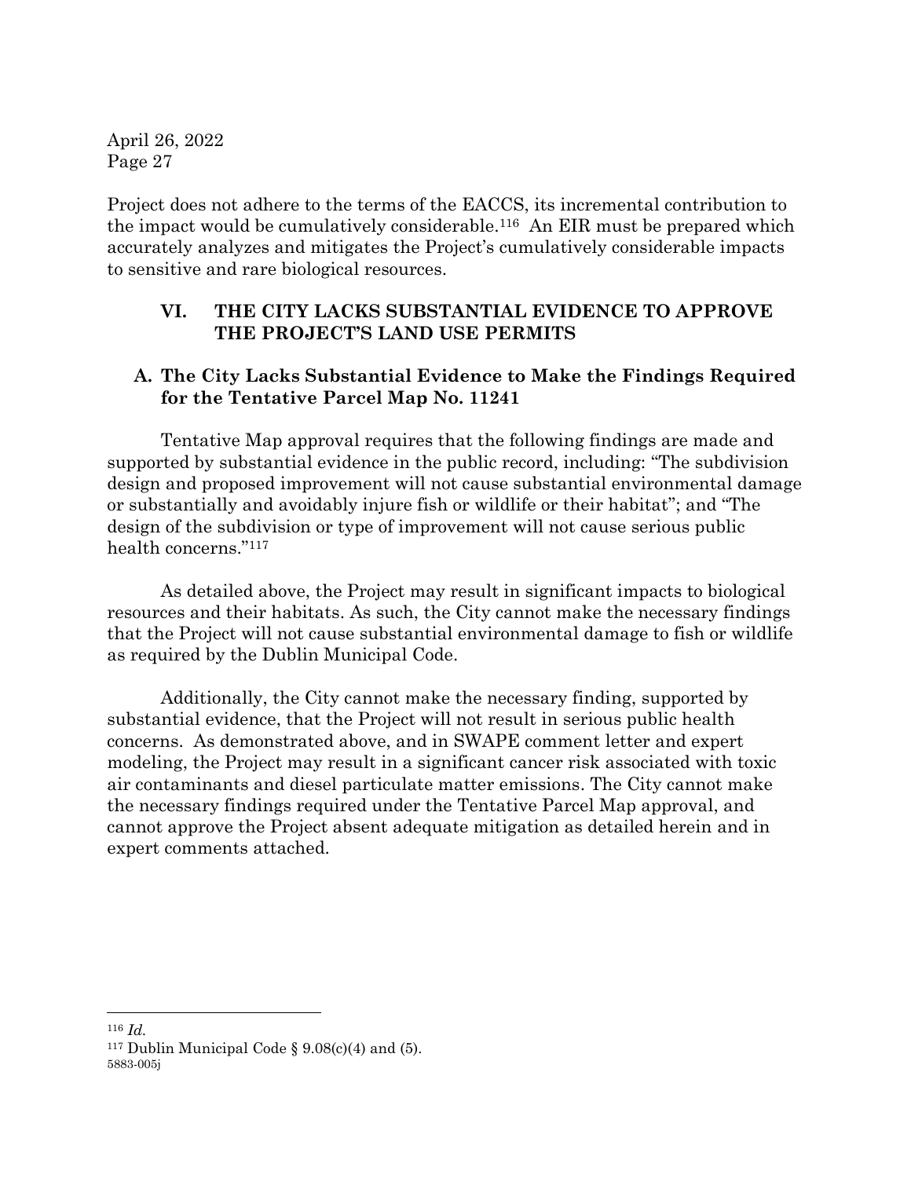Project does not adhere to the terms of the EACCS, its incremental contribution to the impact would be cumulatively considerable.[116] An EIR must be prepared which accurately analyzes and mitigates the Project's cumulatively considerable impacts to sensitive and rare biological resources.

## VI. THE CITY LACKS SUBSTANTIAL EVIDENCE TO APPROVE THE PROJECT'S LAND USE PERMITS

### A. The City Lacks Substantial Evidence to Make the Findings Required for the Tentative Parcel Map No. 11241

Tentative Map approval requires that the following findings are made and supported by substantial evidence in the public record, including: "The subdivision design and proposed improvement will not cause substantial environmental damage or substantially and avoidably injure fish or wildlife or their habitat"; and "The design of the subdivision or type of improvement will not cause serious public health concerns."[117]

As detailed above, the Project may result in significant impacts to biological resources and their habitats. As such, the City cannot make the necessary findings that the Project will not cause substantial environmental damage to fish or wildlife as required by the Dublin Municipal Code.

Additionally, the City cannot make the necessary finding, supported by substantial evidence, that the Project will not result in serious public health concerns. As demonstrated above, and in SWAPE comment letter and expert modeling, the Project may result in a significant cancer risk associated with toxic air contaminants and diesel particulate matter emissions. The City cannot make the necessary findings required under the Tentative Parcel Map approval, and cannot approve the Project absent adequate mitigation as detailed herein and in expert comments attached.

---

[116] *Id.*

[117] Dublin Municipal Code § 9.08(c)(4) and (5).

5883-005j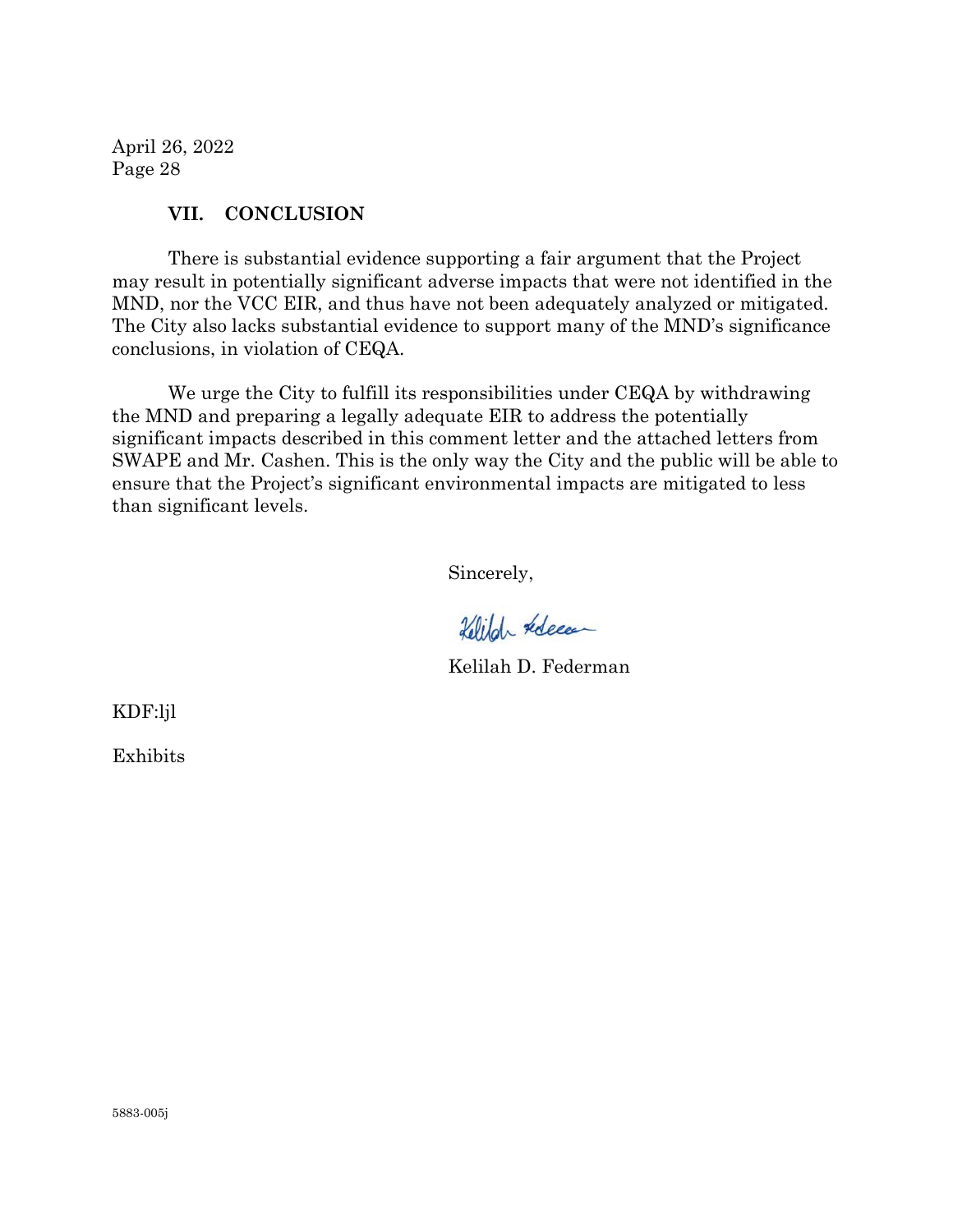## VII. CONCLUSION

There is substantial evidence supporting a fair argument that the Project may result in potentially significant adverse impacts that were not identified in the MND, nor the VCC EIR, and thus have not been adequately analyzed or mitigated. The City also lacks substantial evidence to support many of the MND's significance conclusions, in violation of CEQA.

We urge the City to fulfill its responsibilities under CEQA by withdrawing the MND and preparing a legally adequate EIR to address the potentially significant impacts described in this comment letter and the attached letters from SWAPE and Mr. Cashen. This is the only way the City and the public will be able to ensure that the Project's significant environmental impacts are mitigated to less than significant levels.

Sincerely,

Kelilah D. Federman

KDF:ljl

Exhibits

5883-005j